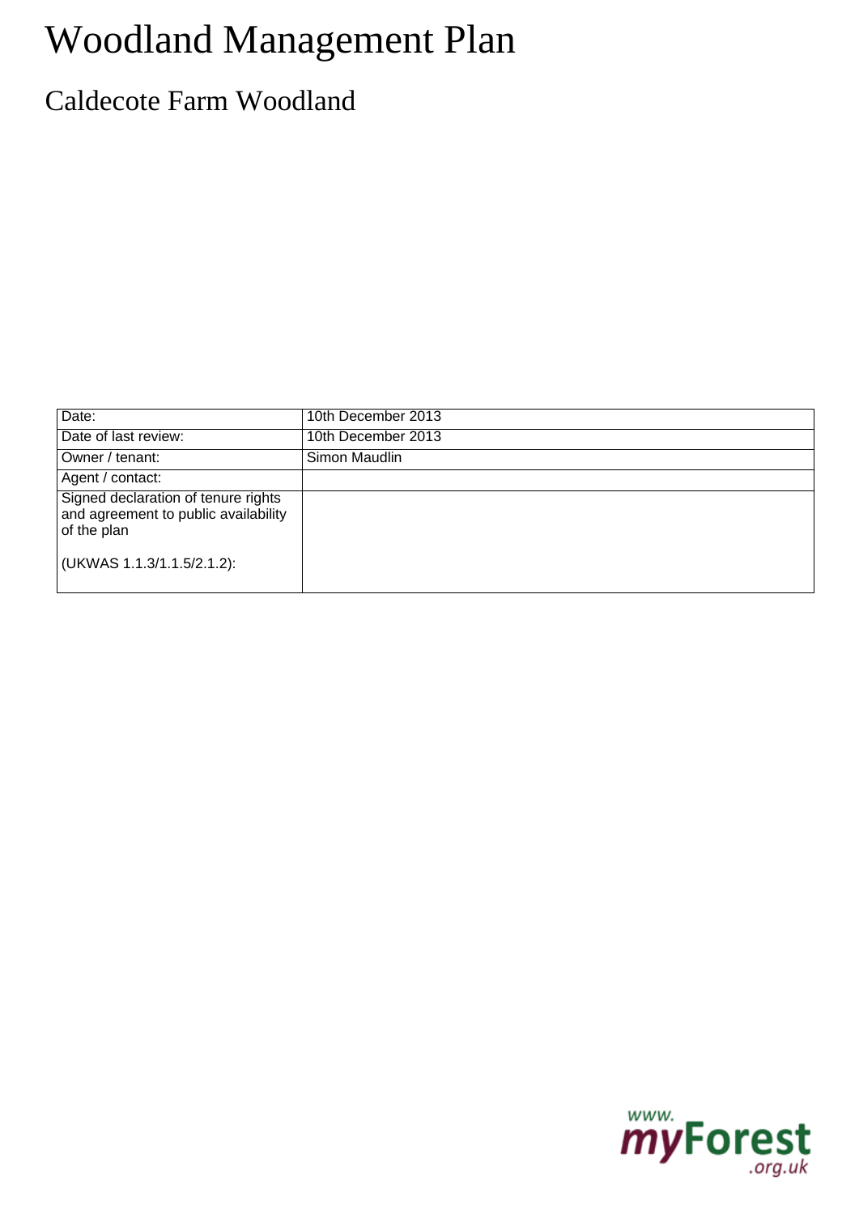# Woodland Management Plan

## Caldecote Farm Woodland

| Date: | 10th December 2013 |
|---|---|
| Date of last review: | 10th December 2013 |
| Owner / tenant: | Simon Maudlin |
| Agent / contact: | |
| Signed declaration of tenure rights and agreement to public availability of the plan<br><br>(UKWAS 1.1.3/1.1.5/2.1.2): | |

www.myForest.org.uk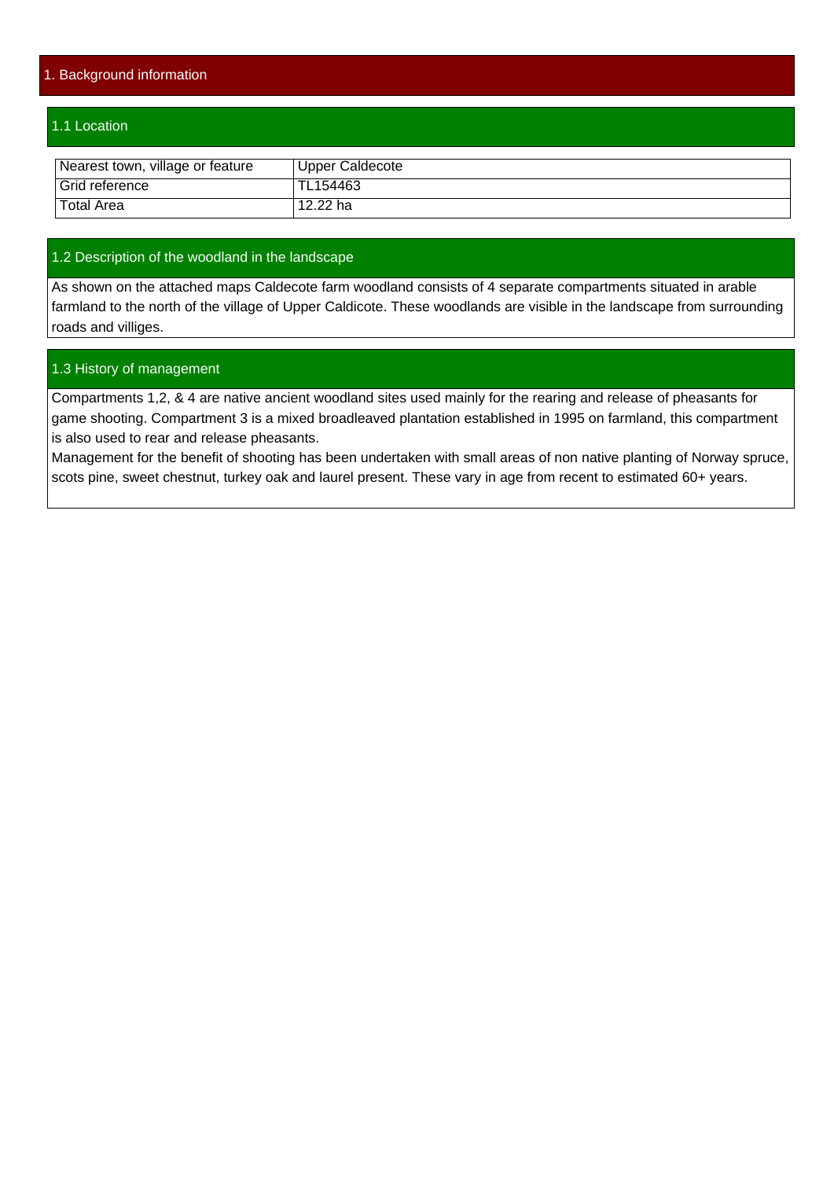# 1. Background information

## 1.1 Location

| Nearest town, village or feature | Upper Caldecote |
|---|---|
| Grid reference | TL154463 |
| Total Area | 12.22 ha |

## 1.2 Description of the woodland in the landscape

As shown on the attached maps Caldecote farm woodland consists of 4 separate compartments situated in arable farmland to the north of the village of Upper Caldicote. These woodlands are visible in the landscape from surrounding roads and villiges.

## 1.3 History of management

Compartments 1,2, & 4 are native ancient woodland sites used mainly for the rearing and release of pheasants for game shooting. Compartment 3 is a mixed broadleaved plantation established in 1995 on farmland, this compartment is also used to rear and release pheasants.
Management for the benefit of shooting has been undertaken with small areas of non native planting of Norway spruce, scots pine, sweet chestnut, turkey oak and laurel present. These vary in age from recent to estimated 60+ years.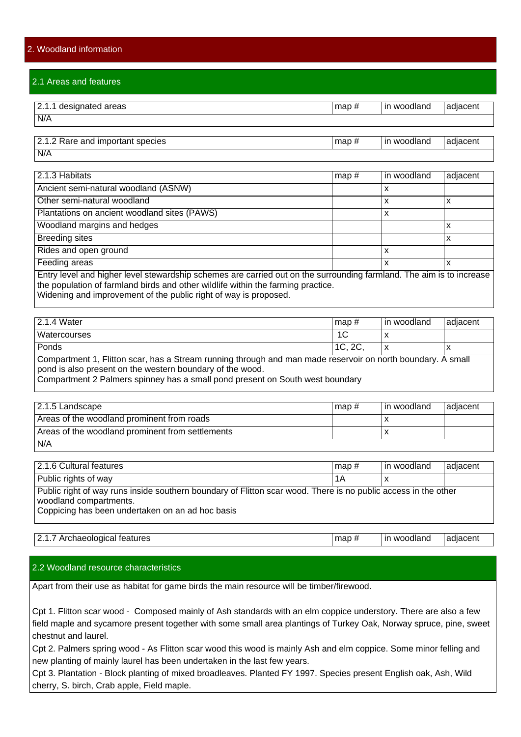## 2. Woodland information

### 2.1 Areas and features

| 2.1.1 designated areas | map # | in woodland | adjacent |
|---|---|---|---|
| N/A | | | |

| 2.1.2 Rare and important species | map # | in woodland | adjacent |
|---|---|---|---|
| N/A | | | |

| 2.1.3 Habitats | map # | in woodland | adjacent |
|---|---|---|---|
| Ancient semi-natural woodland (ASNW) | | x | |
| Other semi-natural woodland | | x | x |
| Plantations on ancient woodland sites (PAWS) | | x | |
| Woodland margins and hedges | | | x |
| Breeding sites | | | x |
| Rides and open ground | | x | |
| Feeding areas | | x | x |

Entry level and higher level stewardship schemes are carried out on the surrounding farmland. The aim is to increase the population of farmland birds and other wildlife within the farming practice.
Widening and improvement of the public right of way is proposed.

| 2.1.4 Water | map # | in woodland | adjacent |
|---|---|---|---|
| Watercourses | 1C | x | |
| Ponds | 1C, 2C, | x | x |

Compartment 1, Flitton scar, has a Stream running through and man made reservoir on north boundary. A small pond is also present on the western boundary of the wood.
Compartment 2 Palmers spinney has a small pond present on South west boundary

| 2.1.5 Landscape | map # | in woodland | adjacent |
|---|---|---|---|
| Areas of the woodland prominent from roads | | x | |
| Areas of the woodland prominent from settlements | | x | |
| N/A | | | |

| 2.1.6 Cultural features | map # | in woodland | adjacent |
|---|---|---|---|
| Public rights of way | 1A | x | |

Public right of way runs inside southern boundary of Flitton scar wood. There is no public access in the other woodland compartments.
Coppicing has been undertaken on an ad hoc basis

| 2.1.7 Archaeological features | map # | in woodland | adjacent |
|---|---|---|---|

### 2.2 Woodland resource characteristics

Apart from their use as habitat for game birds the main resource will be timber/firewood.

Cpt 1. Flitton scar wood - Composed mainly of Ash standards with an elm coppice understory. There are also a few field maple and sycamore present together with some small area plantings of Turkey Oak, Norway spruce, pine, sweet chestnut and laurel.

Cpt 2. Palmers spring wood - As Flitton scar wood this wood is mainly Ash and elm coppice. Some minor felling and new planting of mainly laurel has been undertaken in the last few years.

Cpt 3. Plantation - Block planting of mixed broadleaves. Planted FY 1997. Species present English oak, Ash, Wild cherry, S. birch, Crab apple, Field maple.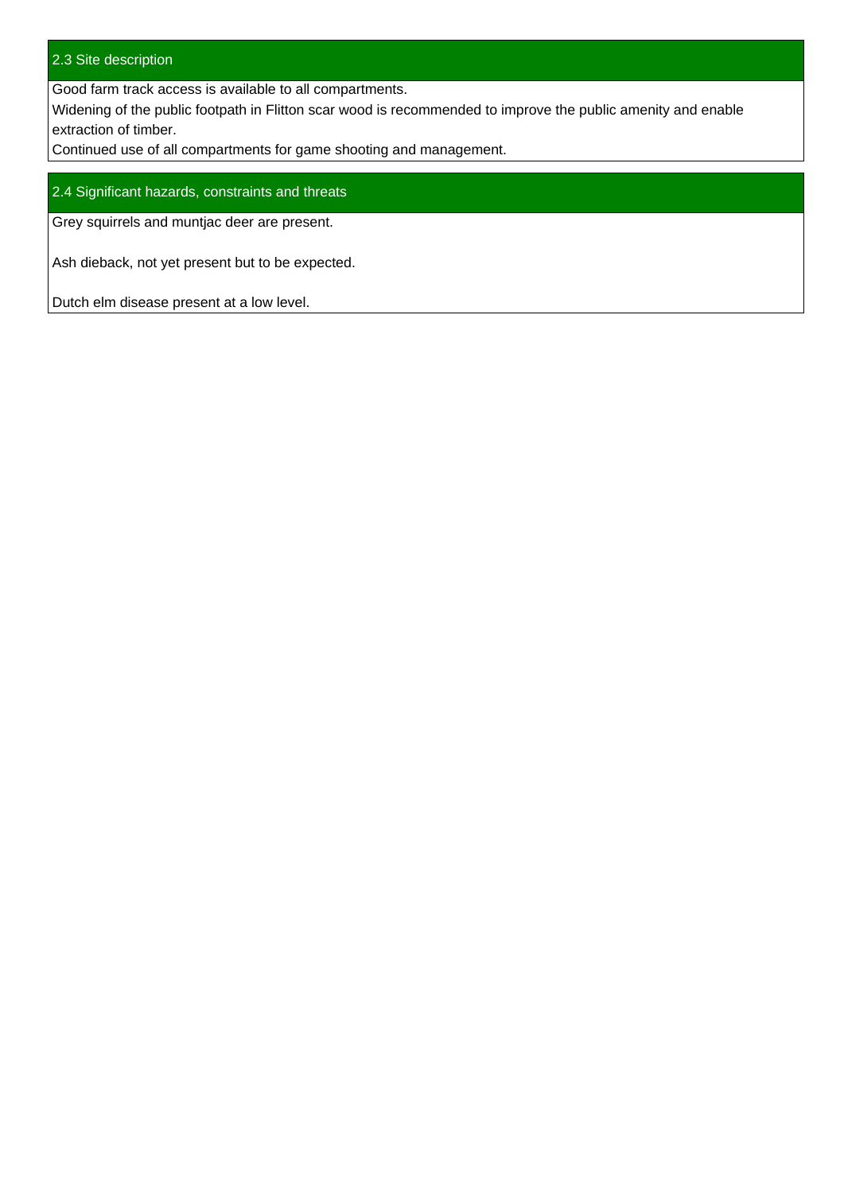## 2.3 Site description

Good farm track access is available to all compartments.
Widening of the public footpath in Flitton scar wood is recommended to improve the public amenity and enable extraction of timber.
Continued use of all compartments for game shooting and management.

## 2.4 Significant hazards, constraints and threats

Grey squirrels and muntjac deer are present.

Ash dieback, not yet present but to be expected.

Dutch elm disease present at a low level.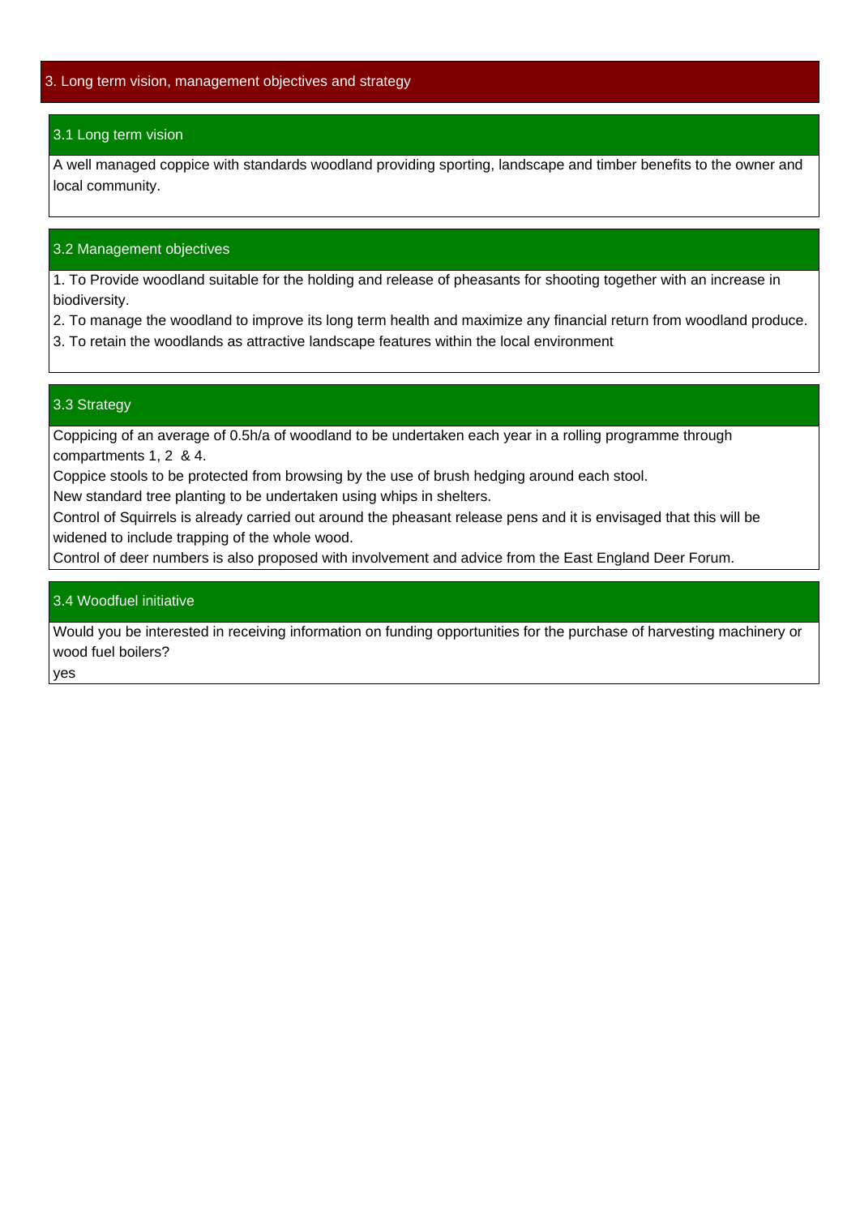## 3. Long term vision, management objectives and strategy

### 3.1 Long term vision

A well managed coppice with standards woodland providing sporting, landscape and timber benefits to the owner and local community.

### 3.2 Management objectives

1. To Provide woodland suitable for the holding and release of pheasants for shooting together with an increase in biodiversity.
2. To manage the woodland to improve its long term health and maximize any financial return from woodland produce.
3. To retain the woodlands as attractive landscape features within the local environment

### 3.3 Strategy

Coppicing of an average of 0.5h/a of woodland to be undertaken each year in a rolling programme through compartments 1, 2 & 4.

Coppice stools to be protected from browsing by the use of brush hedging around each stool.

New standard tree planting to be undertaken using whips in shelters.

Control of Squirrels is already carried out around the pheasant release pens and it is envisaged that this will be widened to include trapping of the whole wood.

Control of deer numbers is also proposed with involvement and advice from the East England Deer Forum.

### 3.4 Woodfuel initiative

Would you be interested in receiving information on funding opportunities for the purchase of harvesting machinery or wood fuel boilers?

yes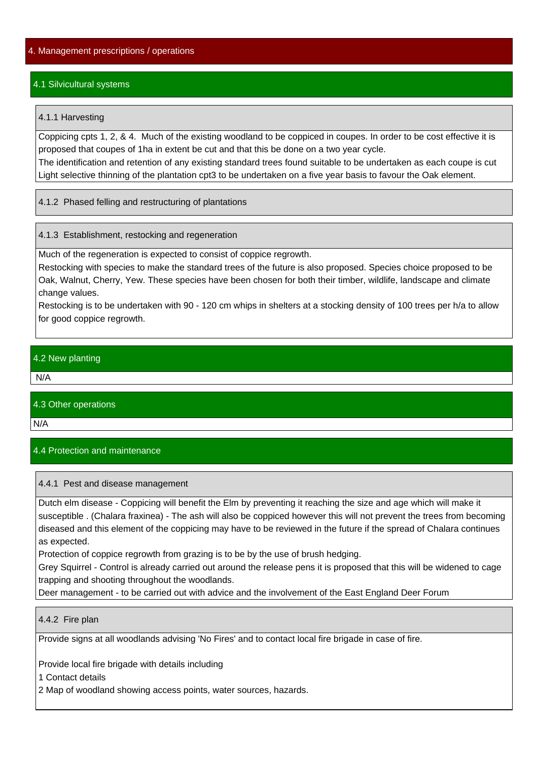# 4. Management prescriptions / operations

## 4.1 Silvicultural systems

### 4.1.1 Harvesting

Coppicing cpts 1, 2, & 4. Much of the existing woodland to be coppiced in coupes. In order to be cost effective it is proposed that coupes of 1ha in extent be cut and that this be done on a two year cycle.
The identification and retention of any existing standard trees found suitable to be undertaken as each coupe is cut
Light selective thinning of the plantation cpt3 to be undertaken on a five year basis to favour the Oak element.

### 4.1.2 Phased felling and restructuring of plantations

### 4.1.3 Establishment, restocking and regeneration

Much of the regeneration is expected to consist of coppice regrowth.
Restocking with species to make the standard trees of the future is also proposed. Species choice proposed to be Oak, Walnut, Cherry, Yew. These species have been chosen for both their timber, wildlife, landscape and climate change values.
Restocking is to be undertaken with 90 - 120 cm whips in shelters at a stocking density of 100 trees per h/a to allow for good coppice regrowth.

## 4.2 New planting

N/A

## 4.3 Other operations

N/A

## 4.4 Protection and maintenance

### 4.4.1 Pest and disease management

Dutch elm disease - Coppicing will benefit the Elm by preventing it reaching the size and age which will make it susceptible . (Chalara fraxinea) - The ash will also be coppiced however this will not prevent the trees from becoming diseased and this element of the coppicing may have to be reviewed in the future if the spread of Chalara continues as expected.
Protection of coppice regrowth from grazing is to be by the use of brush hedging.
Grey Squirrel - Control is already carried out around the release pens it is proposed that this will be widened to cage trapping and shooting throughout the woodlands.
Deer management - to be carried out with advice and the involvement of the East England Deer Forum

### 4.4.2 Fire plan

Provide signs at all woodlands advising 'No Fires' and to contact local fire brigade in case of fire.

Provide local fire brigade with details including
1 Contact details
2 Map of woodland showing access points, water sources, hazards.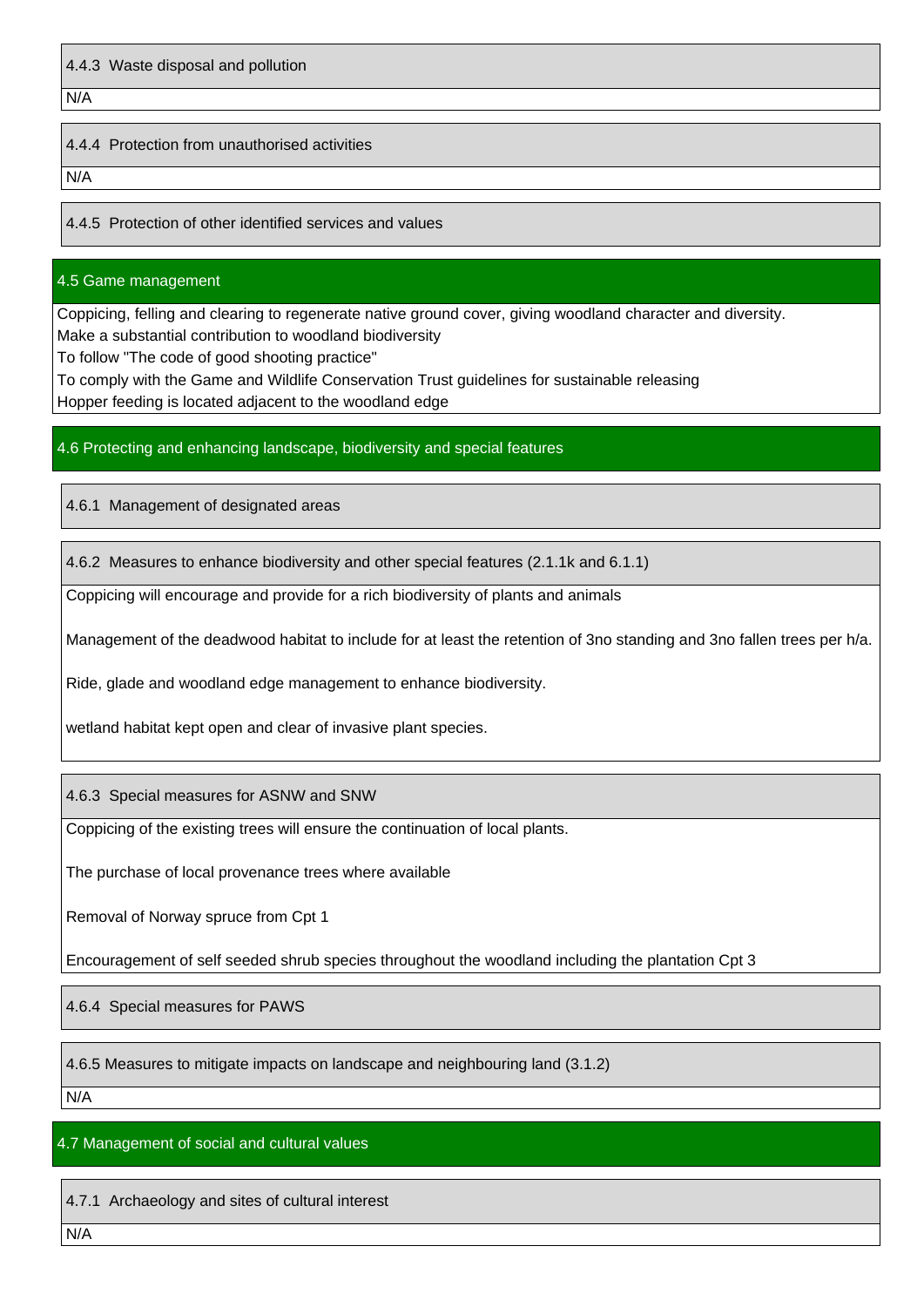#### 4.4.3 Waste disposal and pollution

N/A

#### 4.4.4 Protection from unauthorised activities

N/A

#### 4.4.5 Protection of other identified services and values

### 4.5 Game management

Coppicing, felling and clearing to regenerate native ground cover, giving woodland character and diversity.
Make a substantial contribution to woodland biodiversity
To follow "The code of good shooting practice"
To comply with the Game and Wildlife Conservation Trust guidelines for sustainable releasing
Hopper feeding is located adjacent to the woodland edge

### 4.6 Protecting and enhancing landscape, biodiversity and special features

#### 4.6.1 Management of designated areas

#### 4.6.2 Measures to enhance biodiversity and other special features (2.1.1k and 6.1.1)

Coppicing will encourage and provide for a rich biodiversity of plants and animals

Management of the deadwood habitat to include for at least the retention of 3no standing and 3no fallen trees per h/a.

Ride, glade and woodland edge management to enhance biodiversity.

wetland habitat kept open and clear of invasive plant species.

#### 4.6.3 Special measures for ASNW and SNW

Coppicing of the existing trees will ensure the continuation of local plants.

The purchase of local provenance trees where available

Removal of Norway spruce from Cpt 1

Encouragement of self seeded shrub species throughout the woodland including the plantation Cpt 3

#### 4.6.4 Special measures for PAWS

#### 4.6.5 Measures to mitigate impacts on landscape and neighbouring land (3.1.2)

N/A

### 4.7 Management of social and cultural values

#### 4.7.1 Archaeology and sites of cultural interest

N/A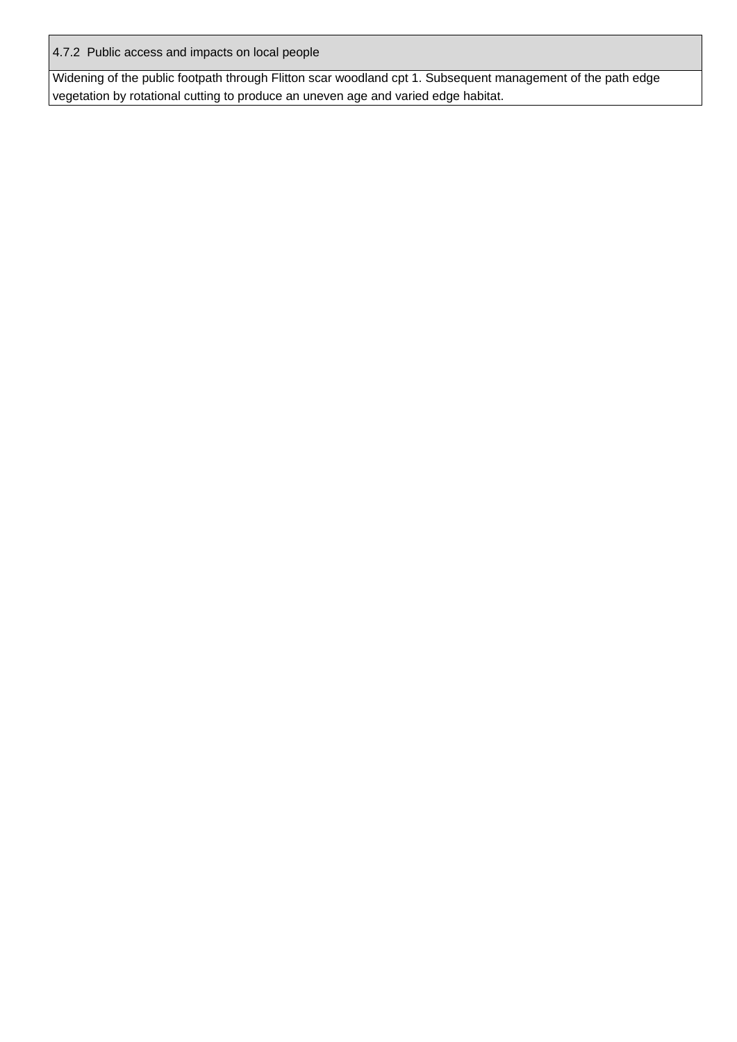| 4.7.2 Public access and impacts on local people |
| --- |
| Widening of the public footpath through Flitton scar woodland cpt 1. Subsequent management of the path edge vegetation by rotational cutting to produce an uneven age and varied edge habitat. |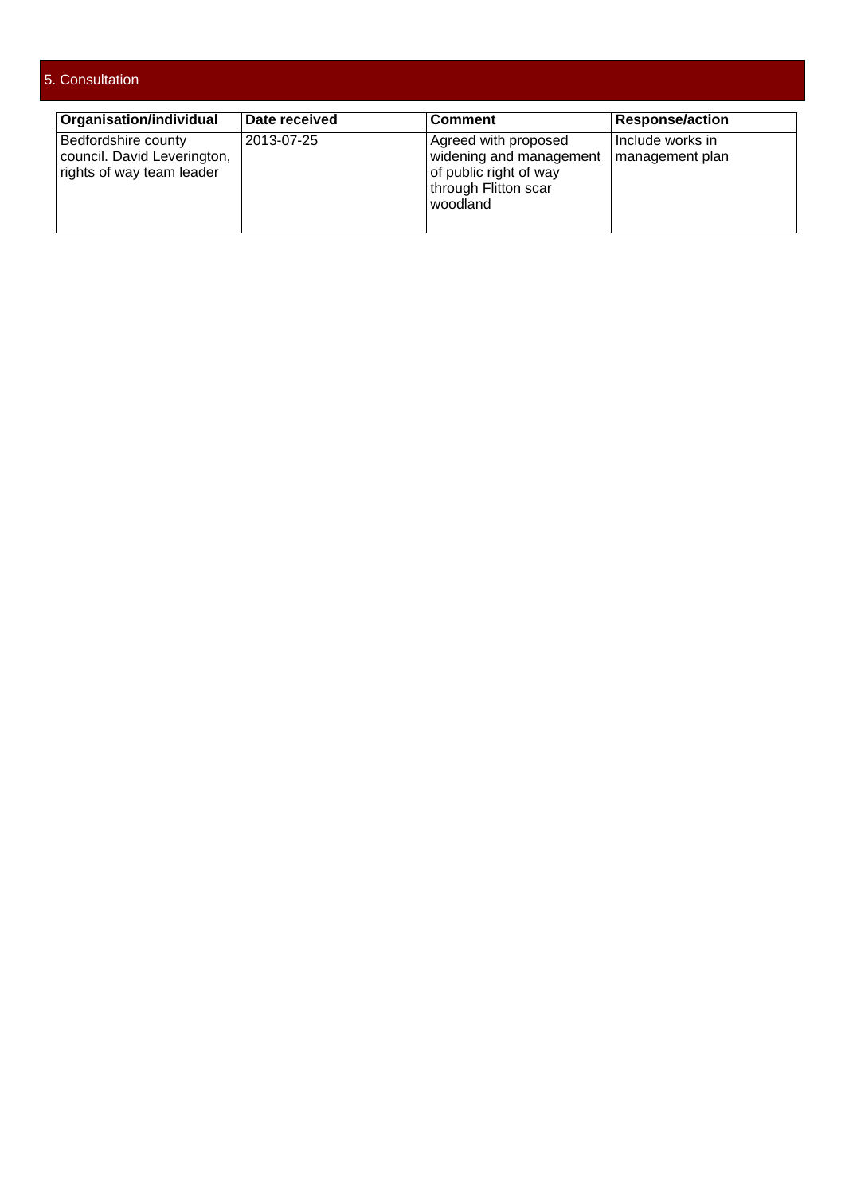## 5. Consultation

| Organisation/individual | Date received | Comment | Response/action |
|---|---|---|---|
| Bedfordshire county council. David Leverington, rights of way team leader | 2013-07-25 | Agreed with proposed widening and management of public right of way through Flitton scar woodland | Include works in management plan |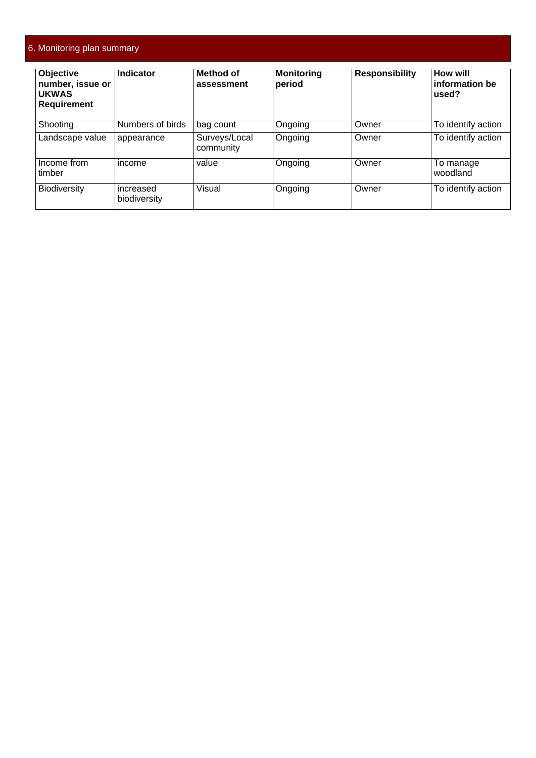## 6. Monitoring plan summary

| Objective number, issue or UKWAS Requirement | Indicator | Method of assessment | Monitoring period | Responsibility | How will information be used? |
|---|---|---|---|---|---|
| Shooting | Numbers of birds | bag count | Ongoing | Owner | To identify action |
| Landscape value | appearance | Surveys/Local community | Ongoing | Owner | To identify action |
| Income from timber | income | value | Ongoing | Owner | To manage woodland |
| Biodiversity | increased biodiversity | Visual | Ongoing | Owner | To identify action |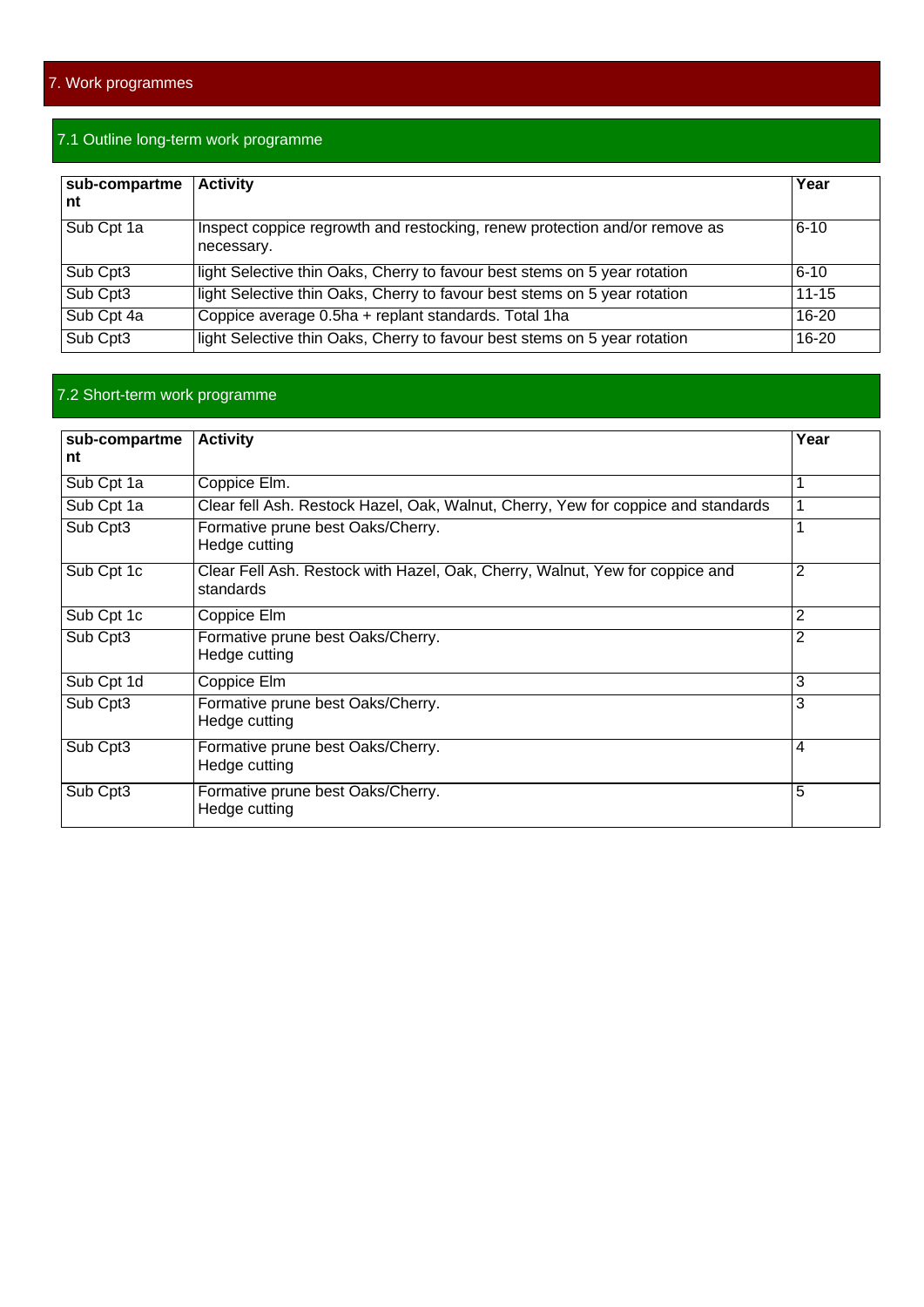## 7. Work programmes

### 7.1 Outline long-term work programme

| sub-compartment | Activity | Year |
|---|---|---|
| Sub Cpt 1a | Inspect coppice regrowth and restocking, renew protection and/or remove as necessary. | 6-10 |
| Sub Cpt3 | light Selective thin Oaks, Cherry to favour best stems on 5 year rotation | 6-10 |
| Sub Cpt3 | light Selective thin Oaks, Cherry to favour best stems on 5 year rotation | 11-15 |
| Sub Cpt 4a | Coppice average 0.5ha + replant standards. Total 1ha | 16-20 |
| Sub Cpt3 | light Selective thin Oaks, Cherry to favour best stems on 5 year rotation | 16-20 |

### 7.2 Short-term work programme

| sub-compartment | Activity | Year |
|---|---|---|
| Sub Cpt 1a | Coppice Elm. | 1 |
| Sub Cpt 1a | Clear fell Ash. Restock Hazel, Oak, Walnut, Cherry, Yew for coppice and standards | 1 |
| Sub Cpt3 | Formative prune best Oaks/Cherry.<br>Hedge cutting | 1 |
| Sub Cpt 1c | Clear Fell Ash. Restock with Hazel, Oak, Cherry, Walnut, Yew for coppice and standards | 2 |
| Sub Cpt 1c | Coppice Elm | 2 |
| Sub Cpt3 | Formative prune best Oaks/Cherry.<br>Hedge cutting | 2 |
| Sub Cpt 1d | Coppice Elm | 3 |
| Sub Cpt3 | Formative prune best Oaks/Cherry.<br>Hedge cutting | 3 |
| Sub Cpt3 | Formative prune best Oaks/Cherry.<br>Hedge cutting | 4 |
| Sub Cpt3 | Formative prune best Oaks/Cherry.<br>Hedge cutting | 5 |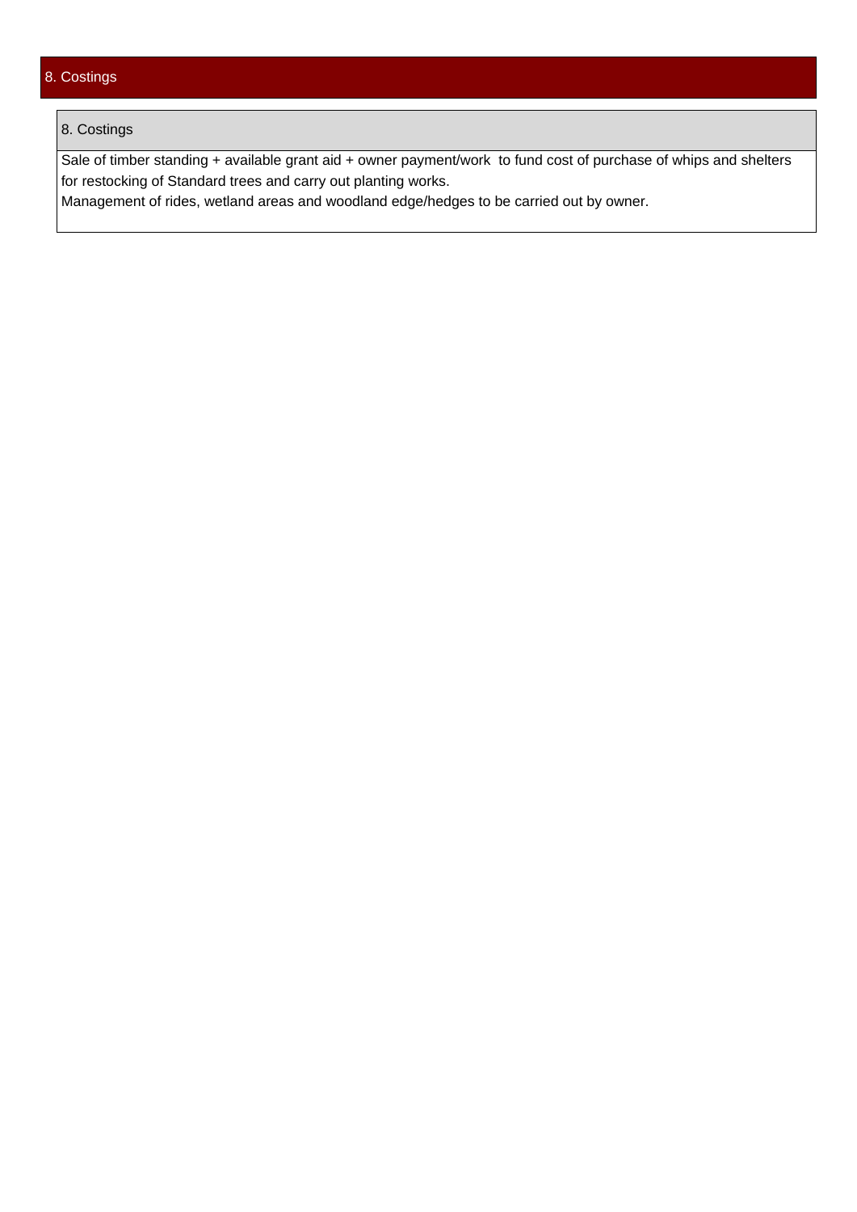## 8. Costings

### 8. Costings

Sale of timber standing + available grant aid + owner payment/work to fund cost of purchase of whips and shelters for restocking of Standard trees and carry out planting works.
Management of rides, wetland areas and woodland edge/hedges to be carried out by owner.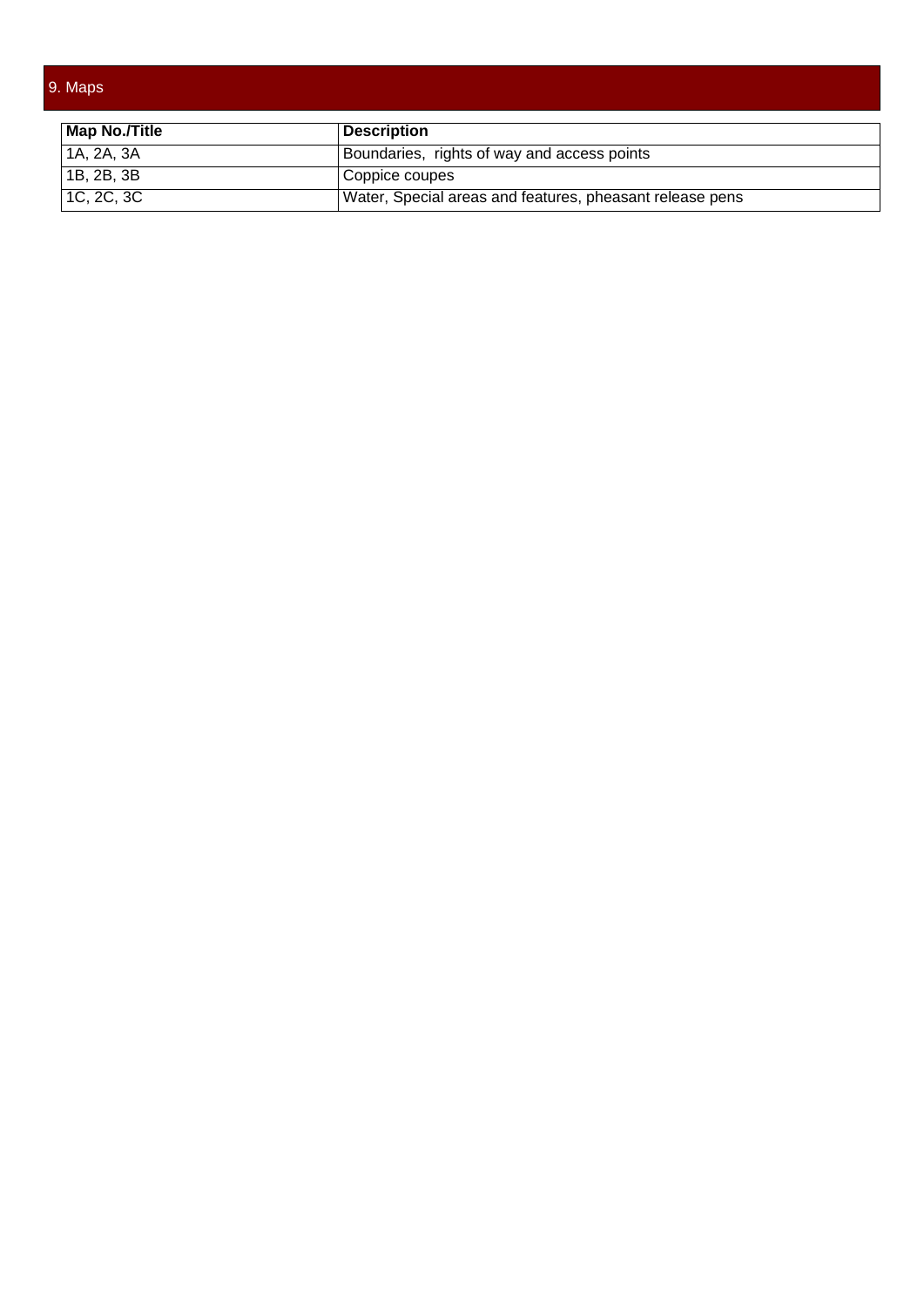## 9. Maps

| Map No./Title | Description |
|---|---|
| 1A, 2A, 3A | Boundaries,  rights of way and access points |
| 1B, 2B, 3B | Coppice coupes |
| 1C, 2C, 3C | Water, Special areas and features, pheasant release pens |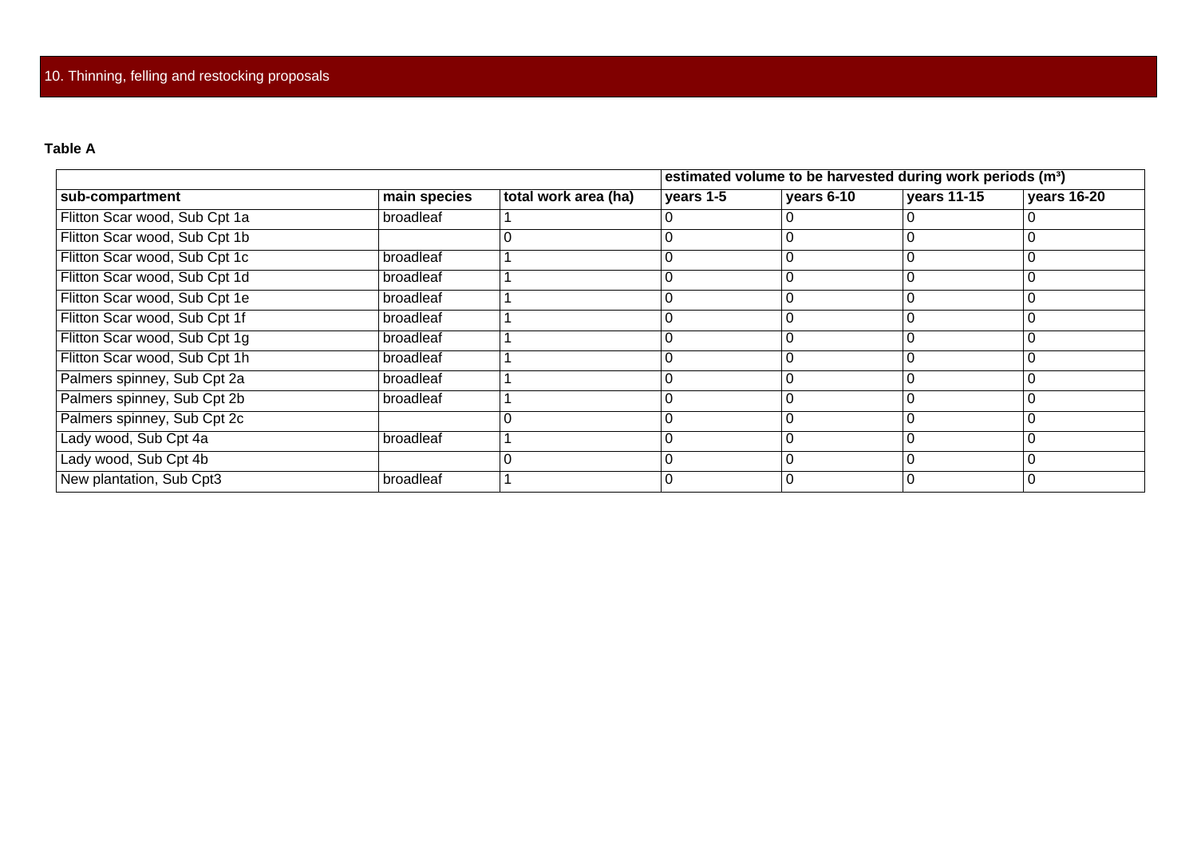## 10. Thinning, felling and restocking proposals

**Table A**

| | | | estimated volume to be harvested during work periods ($m^3$) | | | |
|---|---|---|---|---|---|---|
| **sub-compartment** | **main species** | **total work area (ha)** | **years 1-5** | **years 6-10** | **years 11-15** | **years 16-20** |
| Flitton Scar wood, Sub Cpt 1a | broadleaf | 1 | 0 | 0 | 0 | 0 |
| Flitton Scar wood, Sub Cpt 1b | | 0 | 0 | 0 | 0 | 0 |
| Flitton Scar wood, Sub Cpt 1c | broadleaf | 1 | 0 | 0 | 0 | 0 |
| Flitton Scar wood, Sub Cpt 1d | broadleaf | 1 | 0 | 0 | 0 | 0 |
| Flitton Scar wood, Sub Cpt 1e | broadleaf | 1 | 0 | 0 | 0 | 0 |
| Flitton Scar wood, Sub Cpt 1f | broadleaf | 1 | 0 | 0 | 0 | 0 |
| Flitton Scar wood, Sub Cpt 1g | broadleaf | 1 | 0 | 0 | 0 | 0 |
| Flitton Scar wood, Sub Cpt 1h | broadleaf | 1 | 0 | 0 | 0 | 0 |
| Palmers spinney, Sub Cpt 2a | broadleaf | 1 | 0 | 0 | 0 | 0 |
| Palmers spinney, Sub Cpt 2b | broadleaf | 1 | 0 | 0 | 0 | 0 |
| Palmers spinney, Sub Cpt 2c | | 0 | 0 | 0 | 0 | 0 |
| Lady wood, Sub Cpt 4a | broadleaf | 1 | 0 | 0 | 0 | 0 |
| Lady wood, Sub Cpt 4b | | 0 | 0 | 0 | 0 | 0 |
| New plantation, Sub Cpt3 | broadleaf | 1 | 0 | 0 | 0 | 0 |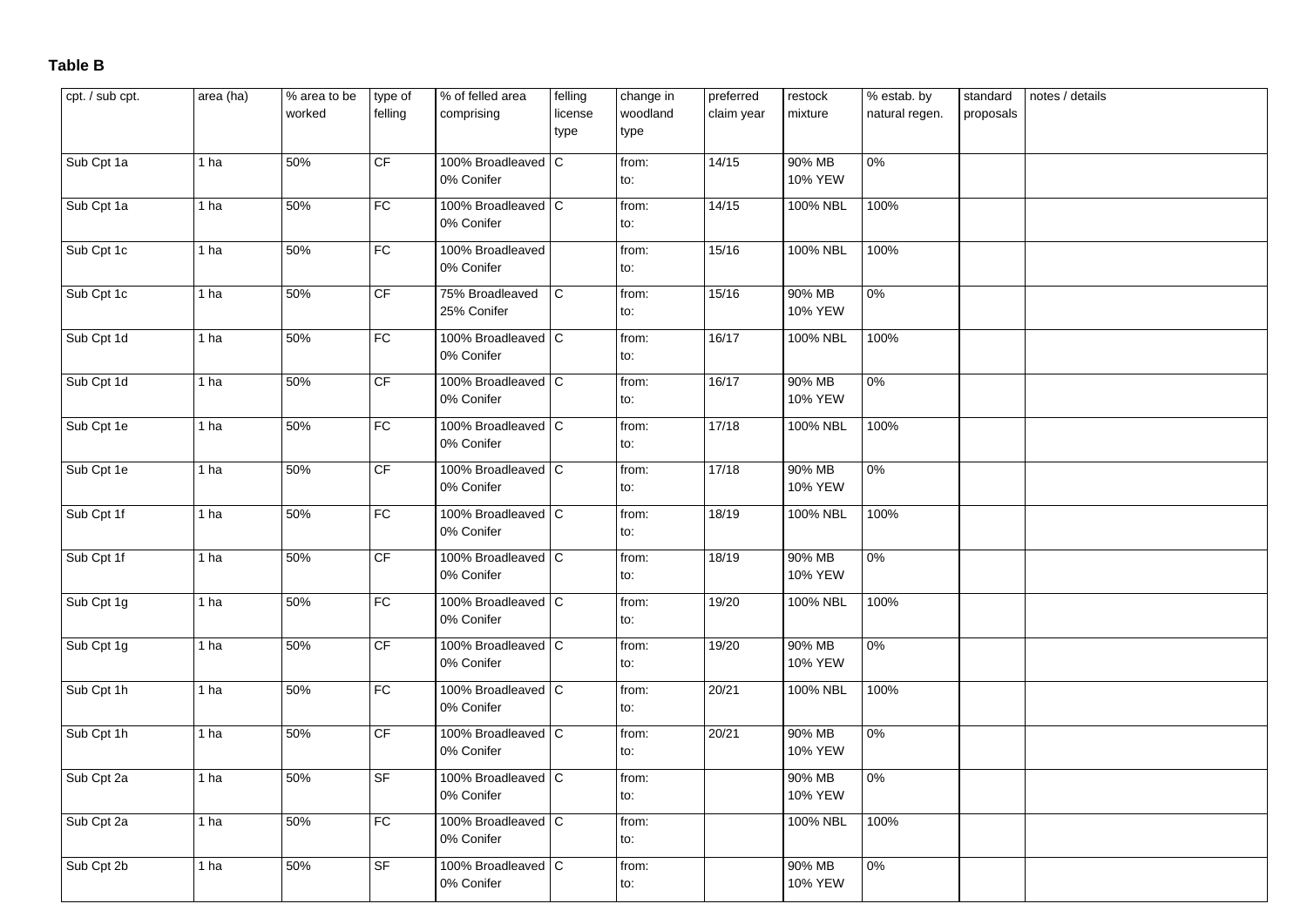**Table B**

| cpt. / sub cpt. | area (ha) | % area to be worked | type of felling | % of felled area comprising | felling license type | change in woodland type | preferred claim year | restock mixture | % estab. by natural regen. | standard proposals | notes / details |
|---|---|---|---|---|---|---|---|---|---|---|---|
| Sub Cpt 1a | 1 ha | 50% | CF | 100% Broadleaved 0% Conifer | C | from: to: | 14/15 | 90% MB 10% YEW | 0% | | |
| Sub Cpt 1a | 1 ha | 50% | FC | 100% Broadleaved 0% Conifer | C | from: to: | 14/15 | 100% NBL | 100% | | |
| Sub Cpt 1c | 1 ha | 50% | FC | 100% Broadleaved 0% Conifer | | from: to: | 15/16 | 100% NBL | 100% | | |
| Sub Cpt 1c | 1 ha | 50% | CF | 75% Broadleaved 25% Conifer | C | from: to: | 15/16 | 90% MB 10% YEW | 0% | | |
| Sub Cpt 1d | 1 ha | 50% | FC | 100% Broadleaved 0% Conifer | C | from: to: | 16/17 | 100% NBL | 100% | | |
| Sub Cpt 1d | 1 ha | 50% | CF | 100% Broadleaved 0% Conifer | C | from: to: | 16/17 | 90% MB 10% YEW | 0% | | |
| Sub Cpt 1e | 1 ha | 50% | FC | 100% Broadleaved 0% Conifer | C | from: to: | 17/18 | 100% NBL | 100% | | |
| Sub Cpt 1e | 1 ha | 50% | CF | 100% Broadleaved 0% Conifer | C | from: to: | 17/18 | 90% MB 10% YEW | 0% | | |
| Sub Cpt 1f | 1 ha | 50% | FC | 100% Broadleaved 0% Conifer | C | from: to: | 18/19 | 100% NBL | 100% | | |
| Sub Cpt 1f | 1 ha | 50% | CF | 100% Broadleaved 0% Conifer | C | from: to: | 18/19 | 90% MB 10% YEW | 0% | | |
| Sub Cpt 1g | 1 ha | 50% | FC | 100% Broadleaved 0% Conifer | C | from: to: | 19/20 | 100% NBL | 100% | | |
| Sub Cpt 1g | 1 ha | 50% | CF | 100% Broadleaved 0% Conifer | C | from: to: | 19/20 | 90% MB 10% YEW | 0% | | |
| Sub Cpt 1h | 1 ha | 50% | FC | 100% Broadleaved 0% Conifer | C | from: to: | 20/21 | 100% NBL | 100% | | |
| Sub Cpt 1h | 1 ha | 50% | CF | 100% Broadleaved 0% Conifer | C | from: to: | 20/21 | 90% MB 10% YEW | 0% | | |
| Sub Cpt 2a | 1 ha | 50% | SF | 100% Broadleaved 0% Conifer | C | from: to: | | 90% MB 10% YEW | 0% | | |
| Sub Cpt 2a | 1 ha | 50% | FC | 100% Broadleaved 0% Conifer | C | from: to: | | 100% NBL | 100% | | |
| Sub Cpt 2b | 1 ha | 50% | SF | 100% Broadleaved 0% Conifer | C | from: to: | | 90% MB 10% YEW | 0% | | |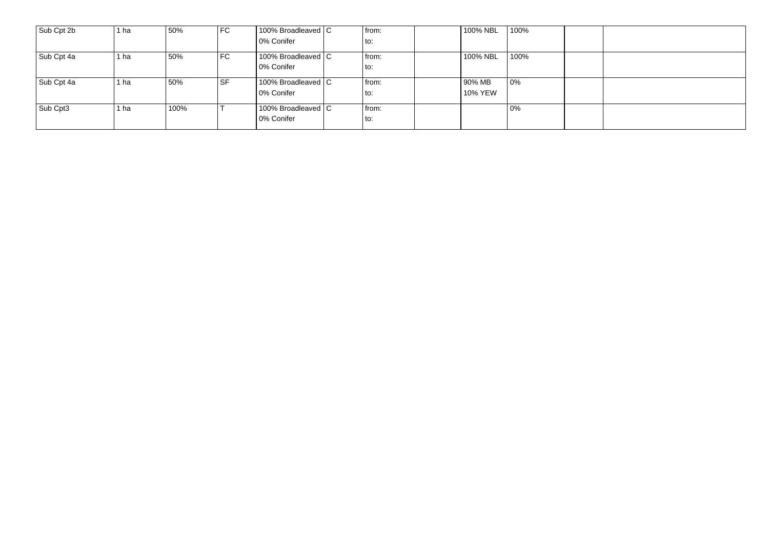| | | | | | | | | | | | |
|---|---|---|---|---|---|---|---|---|---|---|---|
| Sub Cpt 2b | 1 ha | 50% | FC | 100% Broadleaved<br>0% Conifer | C | from:<br>to: | | 100% NBL | 100% | | |
| Sub Cpt 4a | 1 ha | 50% | FC | 100% Broadleaved<br>0% Conifer | C | from:<br>to: | | 100% NBL | 100% | | |
| Sub Cpt 4a | 1 ha | 50% | SF | 100% Broadleaved<br>0% Conifer | C | from:<br>to: | | 90% MB<br>10% YEW | 0% | | |
| Sub Cpt3 | 1 ha | 100% | T | 100% Broadleaved<br>0% Conifer | C | from:<br>to: | | | 0% | | |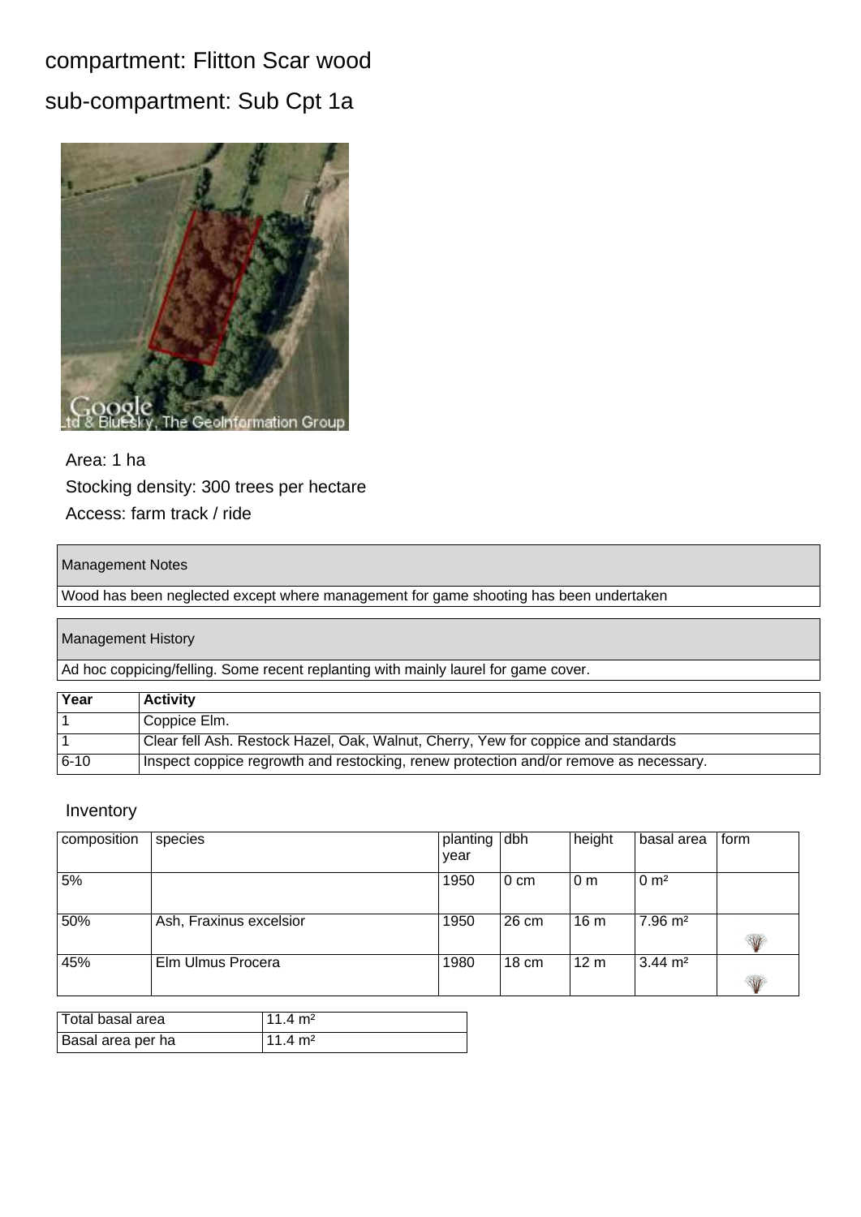# compartment: Flitton Scar wood

## sub-compartment: Sub Cpt 1a

Area: 1 ha

Stocking density: 300 trees per hectare

Access: farm track / ride

| Management Notes |
|---|
| Wood has been neglected except where management for game shooting has been undertaken |

| Management History |
|---|
| Ad hoc coppicing/felling. Some recent replanting with mainly laurel for game cover. |

| Year | Activity |
|---|---|
| 1 | Coppice Elm. |
| 1 | Clear fell Ash. Restock Hazel, Oak, Walnut, Cherry, Yew for coppice and standards |
| 6-10 | Inspect coppice regrowth and restocking, renew protection and/or remove as necessary. |

### Inventory

| composition | species | planting year | dbh | height | basal area | form |
|---|---|---|---|---|---|---|
| 5% | | 1950 | 0 cm | 0 m | 0 m² | |
| 50% | Ash, Fraxinus excelsior | 1950 | 26 cm | 16 m | 7.96 m² | |
| 45% | Elm Ulmus Procera | 1980 | 18 cm | 12 m | 3.44 m² | |

| Total basal area | 11.4 m² |
|---|---|
| Basal area per ha | 11.4 m² |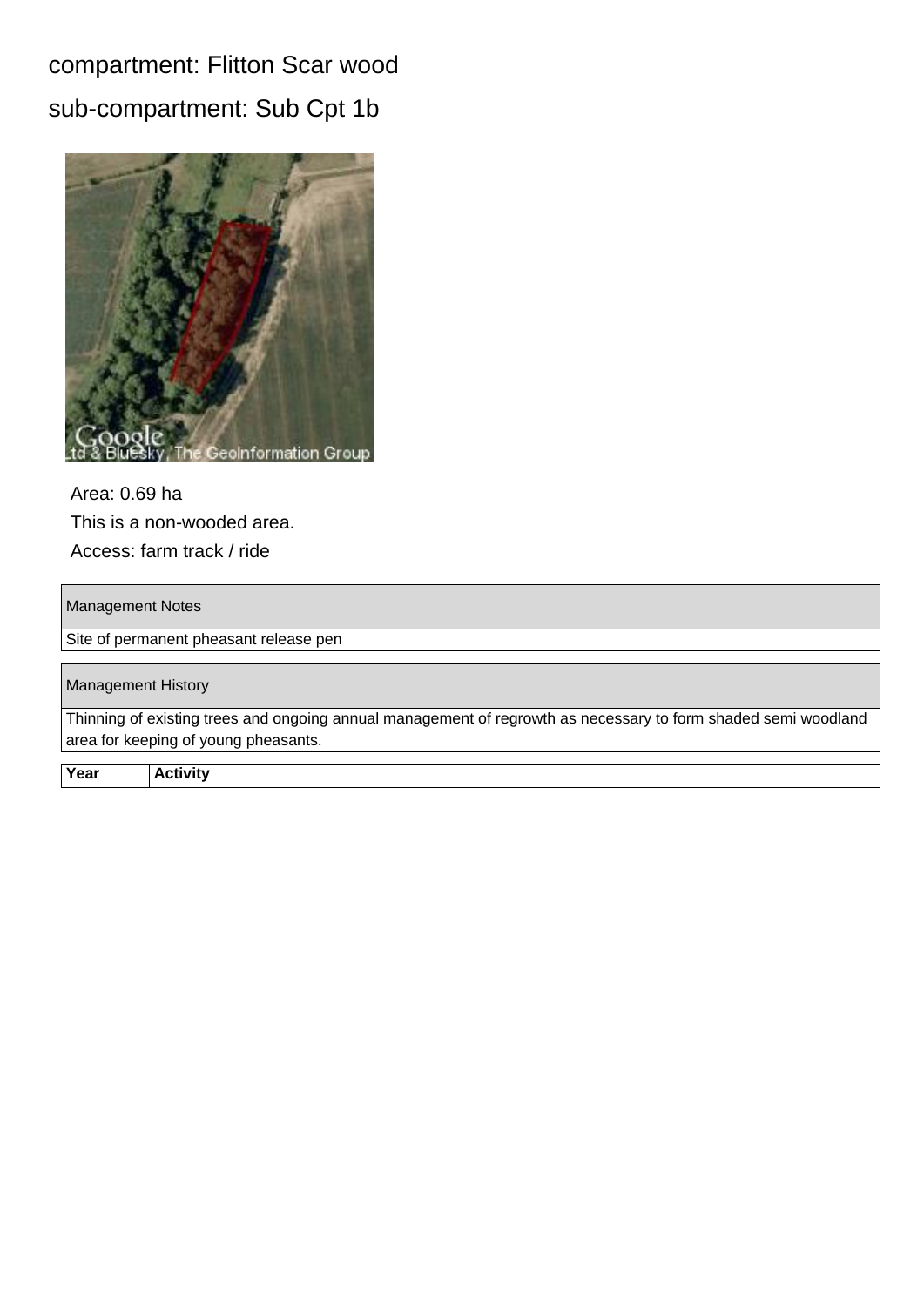compartment: Flitton Scar wood

sub-compartment: Sub Cpt 1b

Area: 0.69 ha

This is a non-wooded area.

Access: farm track / ride

| Management Notes |
| --- |
| Site of permanent pheasant release pen |

| Management History |
| --- |
| Thinning of existing trees and ongoing annual management of regrowth as necessary to form shaded semi woodland area for keeping of young pheasants. |

| Year | Activity |
| --- | --- |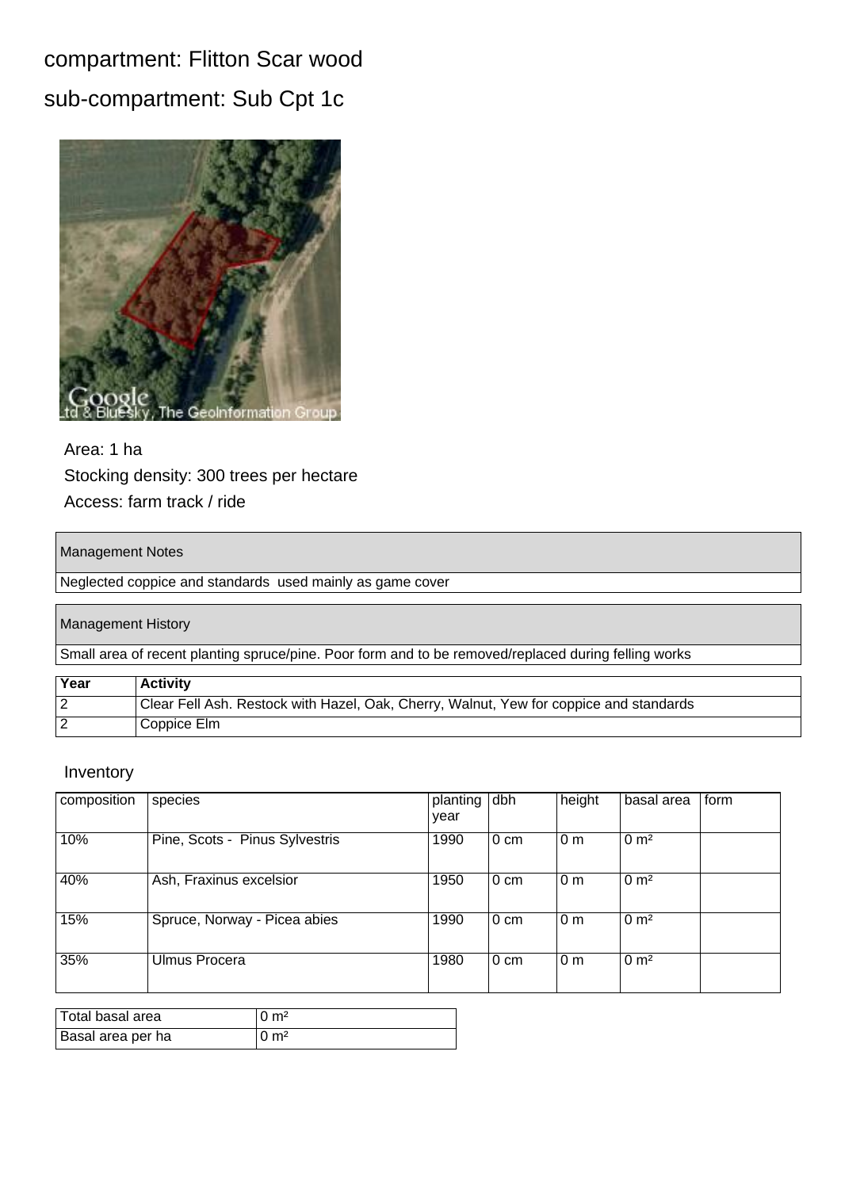## compartment: Flitton Scar wood

## sub-compartment: Sub Cpt 1c

Area: 1 ha

Stocking density: 300 trees per hectare

Access: farm track / ride

| Management Notes |
|---|
| Neglected coppice and standards used mainly as game cover |

| Management History |
|---|
| Small area of recent planting spruce/pine. Poor form and to be removed/replaced during felling works |

| Year | Activity |
|---|---|
| 2 | Clear Fell Ash. Restock with Hazel, Oak, Cherry, Walnut, Yew for coppice and standards |
| 2 | Coppice Elm |

### Inventory

| composition | species | planting year | dbh | height | basal area | form |
|---|---|---|---|---|---|---|
| 10% | Pine, Scots - Pinus Sylvestris | 1990 | 0 cm | 0 m | 0 m² | |
| 40% | Ash, Fraxinus excelsior | 1950 | 0 cm | 0 m | 0 m² | |
| 15% | Spruce, Norway - Picea abies | 1990 | 0 cm | 0 m | 0 m² | |
| 35% | Ulmus Procera | 1980 | 0 cm | 0 m | 0 m² | |

| Total basal area | 0 m² |
|---|---|
| Basal area per ha | 0 m² |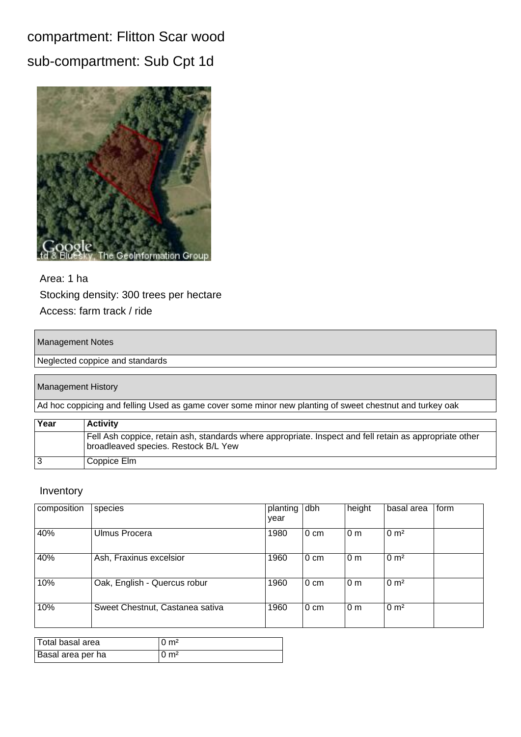## compartment: Flitton Scar wood

## sub-compartment: Sub Cpt 1d

Area: 1 ha

Stocking density: 300 trees per hectare

Access: farm track / ride

| Management Notes |
| --- |
| Neglected coppice and standards |

| Management History |
| --- |
| Ad hoc coppicing and felling Used as game cover some minor new planting of sweet chestnut and turkey oak |

| Year | Activity |
| --- | --- |
| | Fell Ash coppice, retain ash, standards where appropriate. Inspect and fell retain as appropriate other broadleaved species. Restock B/L Yew |
| 3 | Coppice Elm |

### Inventory

| composition | species | planting year | dbh | height | basal area | form |
| --- | --- | --- | --- | --- | --- | --- |
| 40% | Ulmus Procera | 1980 | 0 cm | 0 m | 0 m² | |
| 40% | Ash, Fraxinus excelsior | 1960 | 0 cm | 0 m | 0 m² | |
| 10% | Oak, English - Quercus robur | 1960 | 0 cm | 0 m | 0 m² | |
| 10% | Sweet Chestnut, Castanea sativa | 1960 | 0 cm | 0 m | 0 m² | |

| Total basal area | 0 m² |
| --- | --- |
| Basal area per ha | 0 m² |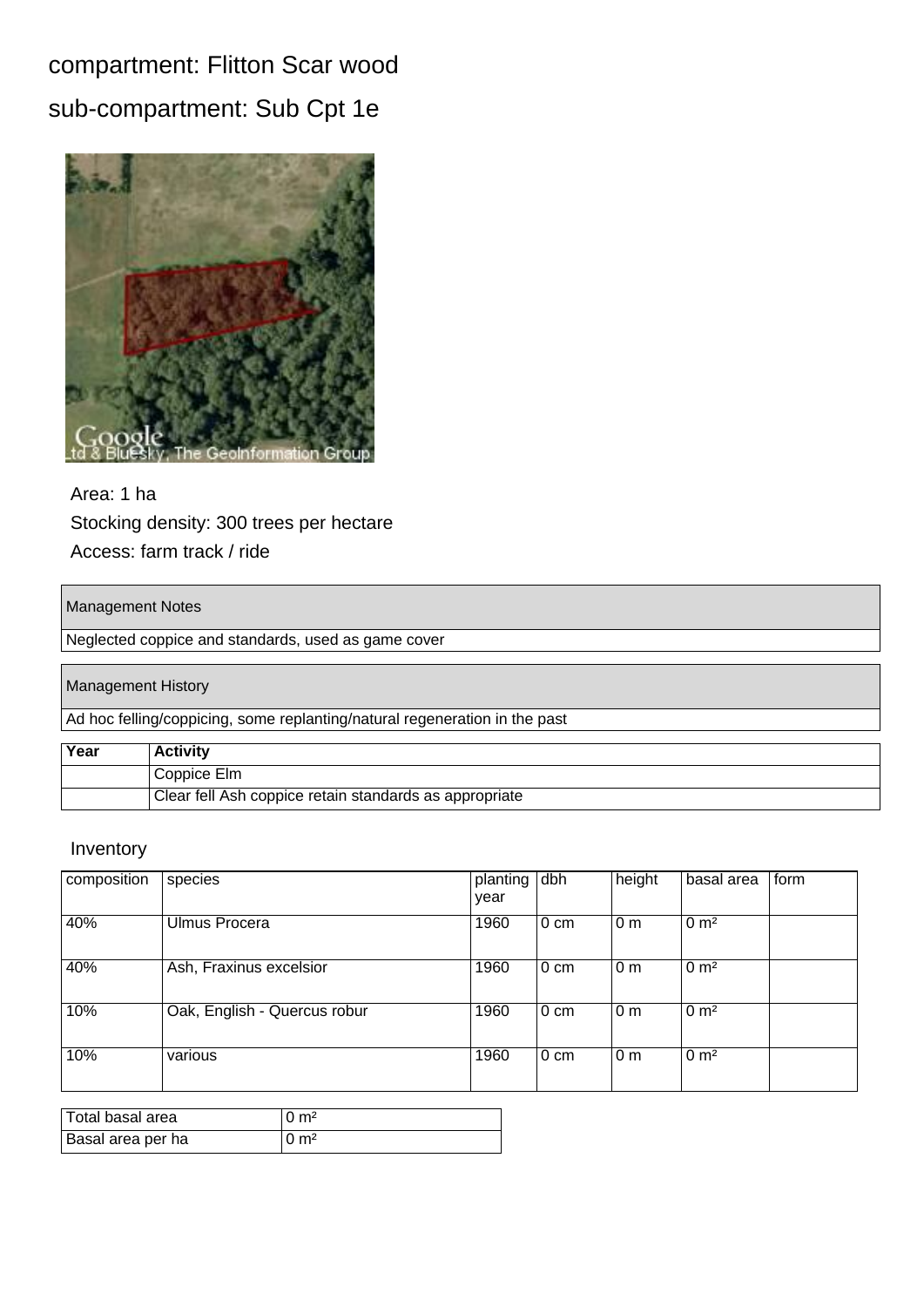## compartment: Flitton Scar wood

## sub-compartment: Sub Cpt 1e

Area: 1 ha

Stocking density: 300 trees per hectare

Access: farm track / ride

| Management Notes |
| --- |
| Neglected coppice and standards, used as game cover |

| Management History |
| --- |
| Ad hoc felling/coppicing, some replanting/natural regeneration in the past |

| Year | Activity |
| --- | --- |
| | Coppice Elm |
| | Clear fell Ash coppice retain standards as appropriate |

### Inventory

| composition | species | planting year | dbh | height | basal area | form |
| --- | --- | --- | --- | --- | --- | --- |
| 40% | Ulmus Procera | 1960 | 0 cm | 0 m | 0 m² | |
| 40% | Ash, Fraxinus excelsior | 1960 | 0 cm | 0 m | 0 m² | |
| 10% | Oak, English - Quercus robur | 1960 | 0 cm | 0 m | 0 m² | |
| 10% | various | 1960 | 0 cm | 0 m | 0 m² | |

| Total basal area | 0 m² |
| --- | --- |
| Basal area per ha | 0 m² |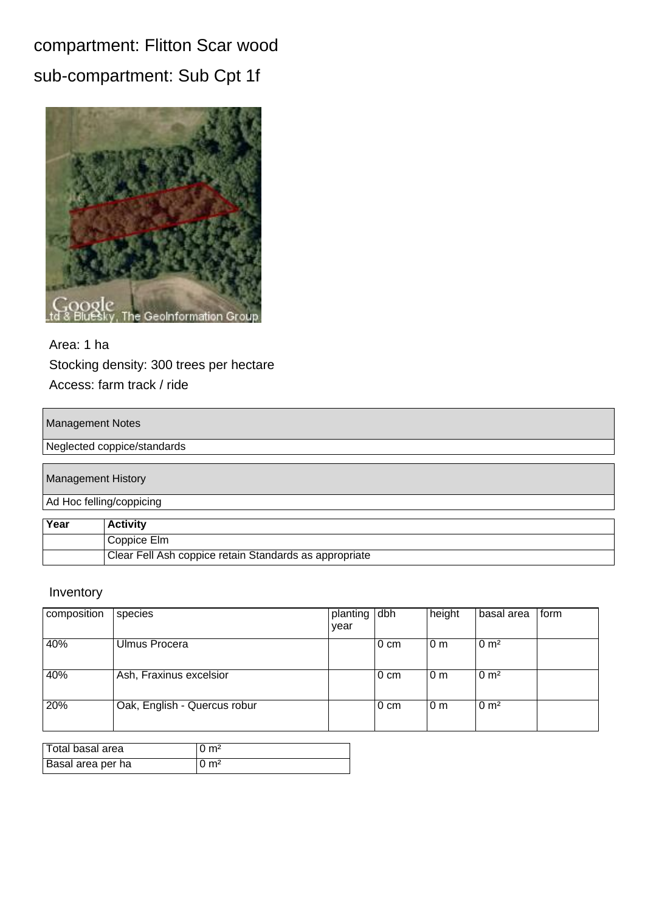compartment: Flitton Scar wood

sub-compartment: Sub Cpt 1f

Area: 1 ha

Stocking density: 300 trees per hectare

Access: farm track / ride

| Management Notes |
| --- |
| Neglected coppice/standards |

| Management History |
| --- |
| Ad Hoc felling/coppicing |

| Year | Activity |
| --- | --- |
| | Coppice Elm |
| | Clear Fell Ash coppice retain Standards as appropriate |

Inventory

| composition | species | planting year | dbh | height | basal area | form |
| --- | --- | --- | --- | --- | --- | --- |
| 40% | Ulmus Procera | | 0 cm | 0 m | 0 m² | |
| 40% | Ash, Fraxinus excelsior | | 0 cm | 0 m | 0 m² | |
| 20% | Oak, English - Quercus robur | | 0 cm | 0 m | 0 m² | |

| Total basal area | 0 m² |
| --- | --- |
| Basal area per ha | 0 m² |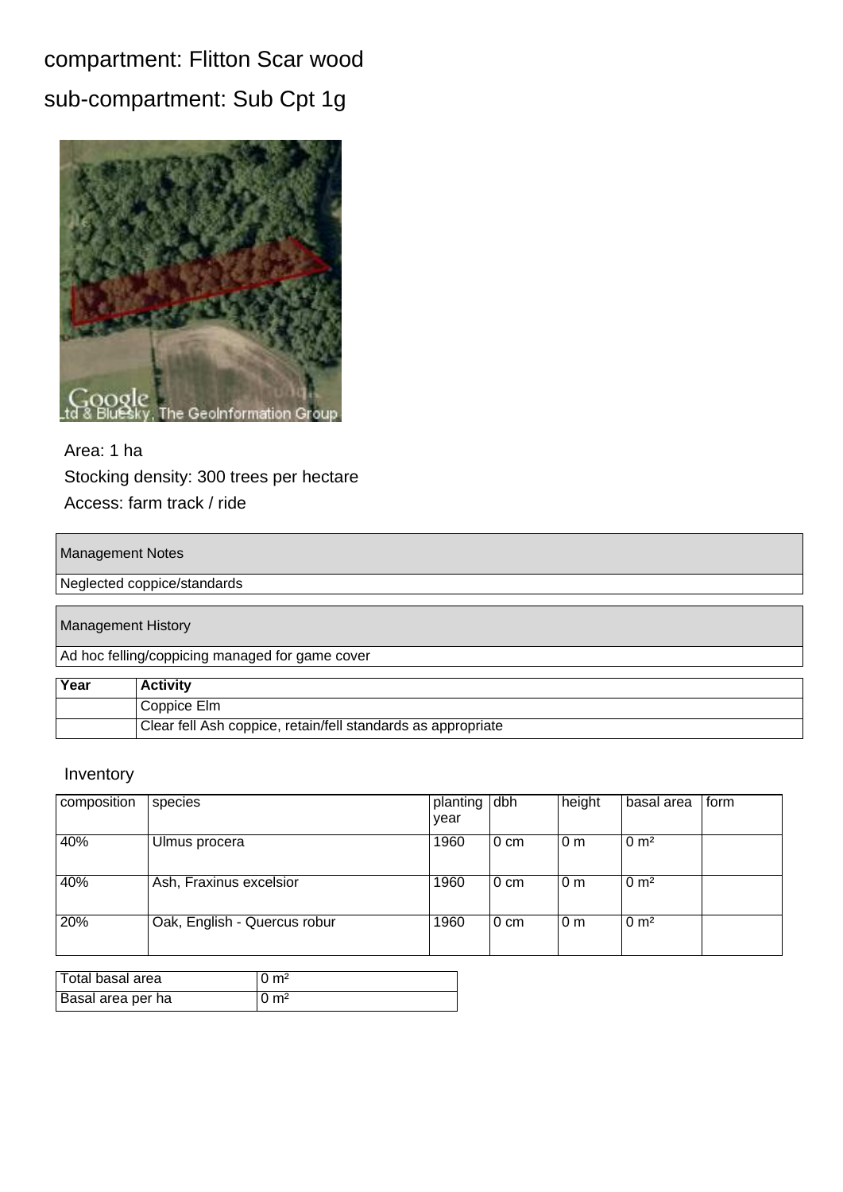# compartment: Flitton Scar wood

## sub-compartment: Sub Cpt 1g

Area: 1 ha

Stocking density: 300 trees per hectare

Access: farm track / ride

| Management Notes |
|---|
| Neglected coppice/standards |

| Management History |
|---|
| Ad hoc felling/coppicing managed for game cover |

| Year | Activity |
|---|---|
| | Coppice Elm |
| | Clear fell Ash coppice, retain/fell standards as appropriate |

### Inventory

| composition | species | planting year | dbh | height | basal area | form |
|---|---|---|---|---|---|---|
| 40% | Ulmus procera | 1960 | 0 cm | 0 m | 0 m² | |
| 40% | Ash, Fraxinus excelsior | 1960 | 0 cm | 0 m | 0 m² | |
| 20% | Oak, English - Quercus robur | 1960 | 0 cm | 0 m | 0 m² | |

| Total basal area | 0 m² |
|---|---|
| Basal area per ha | 0 m² |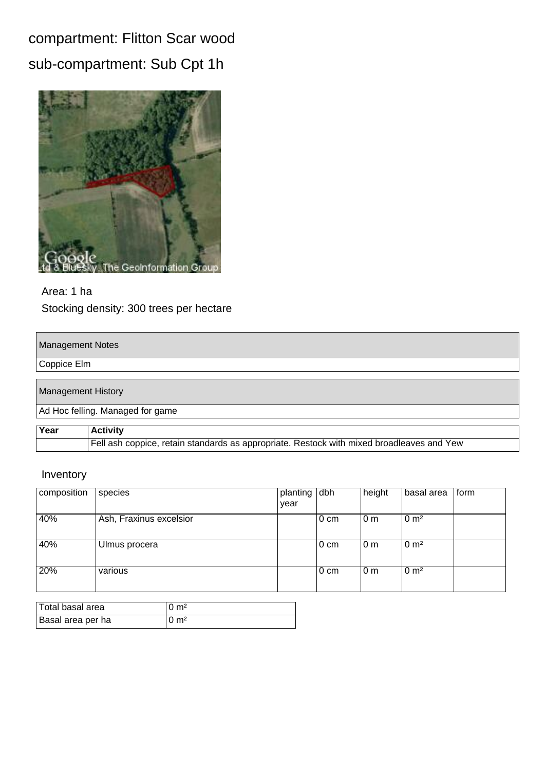# compartment: Flitton Scar wood

## sub-compartment: Sub Cpt 1h

Area: 1 ha

Stocking density: 300 trees per hectare

| Management Notes |
|---|
| Coppice Elm |

| Management History |
|---|
| Ad Hoc felling. Managed for game |

| Year | Activity |
|---|---|
| | Fell ash coppice, retain standards as appropriate. Restock with mixed broadleaves and Yew |

### Inventory

| composition | species | planting year | dbh | height | basal area | form |
|---|---|---|---|---|---|---|
| 40% | Ash, Fraxinus excelsior | | 0 cm | 0 m | 0 m² | |
| 40% | Ulmus procera | | 0 cm | 0 m | 0 m² | |
| 20% | various | | 0 cm | 0 m | 0 m² | |

| | |
|---|---|
| Total basal area | 0 m² |
| Basal area per ha | 0 m² |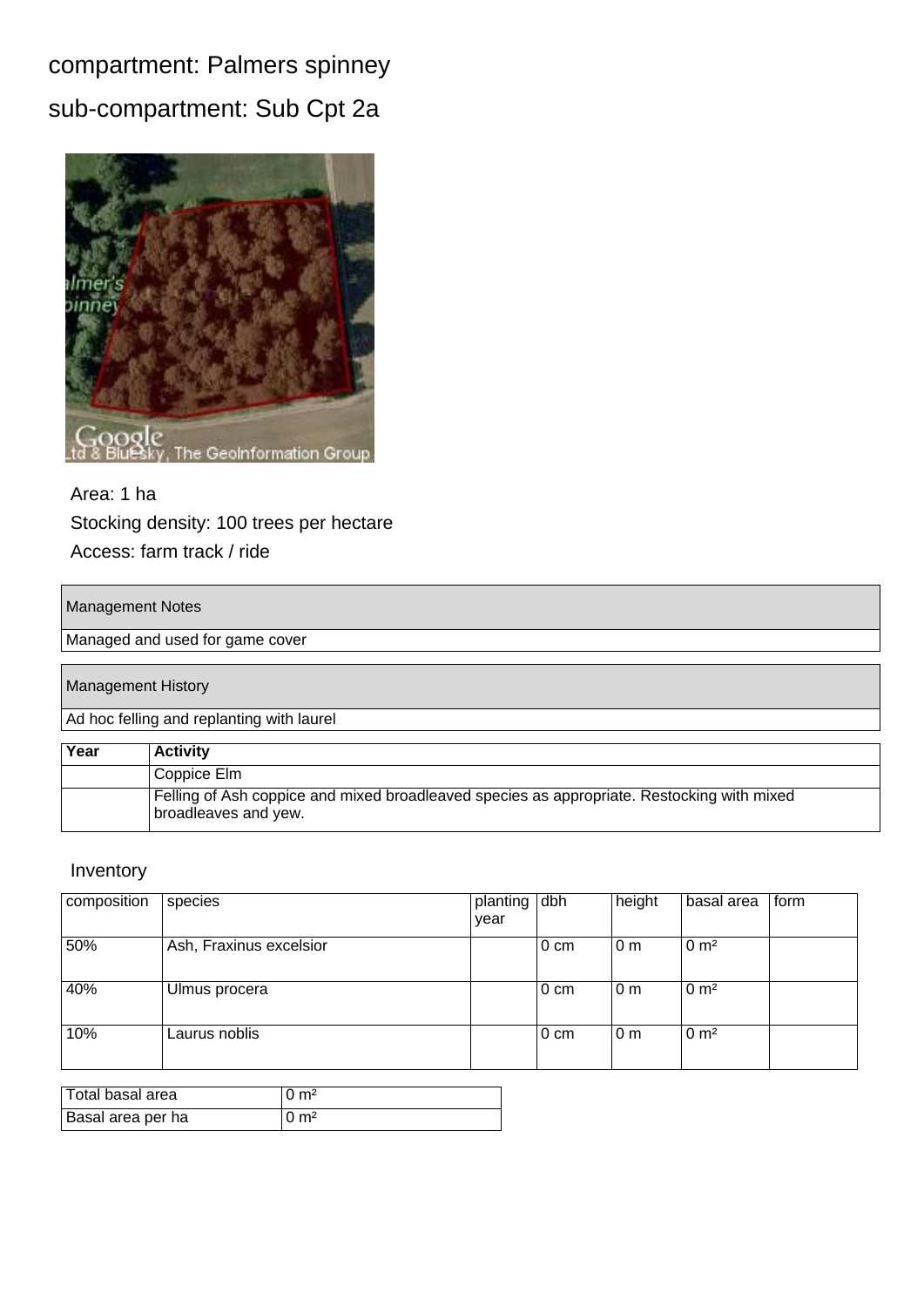# compartment: Palmers spinney

## sub-compartment: Sub Cpt 2a

Area: 1 ha

Stocking density: 100 trees per hectare

Access: farm track / ride

| Management Notes |
| --- |
| Managed and used for game cover |

| Management History |
| --- |
| Ad hoc felling and replanting with laurel |

| Year | Activity |
| --- | --- |
| | Coppice Elm |
| | Felling of Ash coppice and mixed broadleaved species as appropriate. Restocking with mixed broadleaves and yew. |

### Inventory

| composition | species | planting year | dbh | height | basal area | form |
| --- | --- | --- | --- | --- | --- | --- |
| 50% | Ash, Fraxinus excelsior | | 0 cm | 0 m | 0 m² | |
| 40% | Ulmus procera | | 0 cm | 0 m | 0 m² | |
| 10% | Laurus noblis | | 0 cm | 0 m | 0 m² | |

| Total basal area | 0 m² |
| --- | --- |
| Basal area per ha | 0 m² |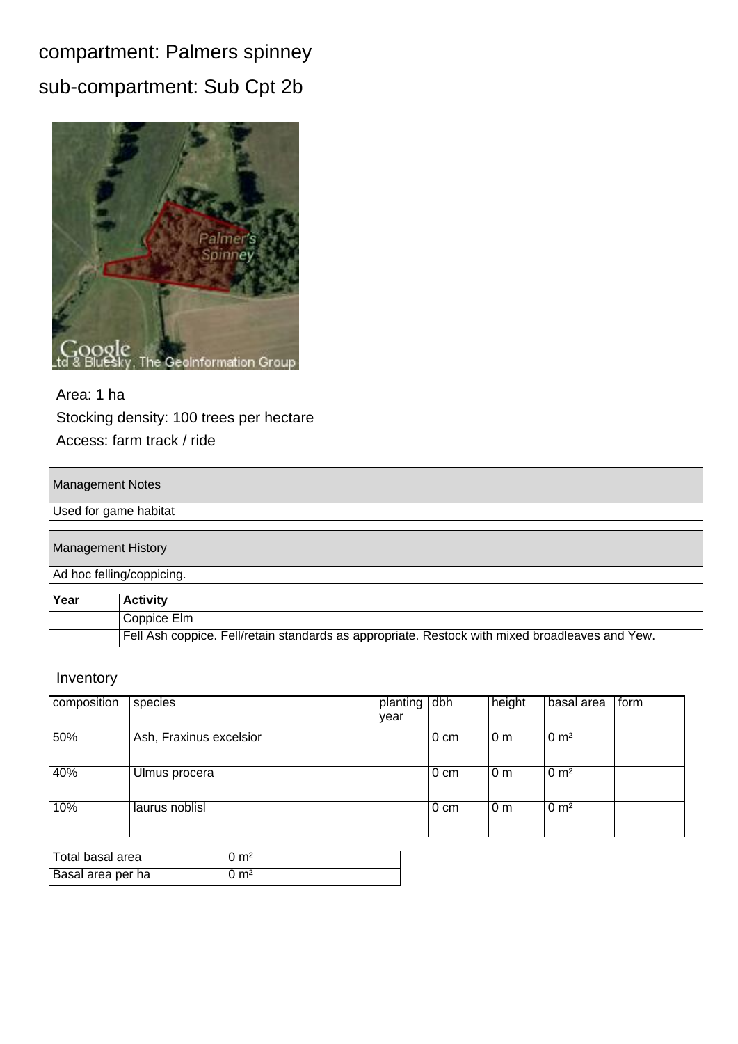# compartment: Palmers spinney

## sub-compartment: Sub Cpt 2b

Area: 1 ha

Stocking density: 100 trees per hectare

Access: farm track / ride

| Management Notes |
|---|
| Used for game habitat |

| Management History |
|---|
| Ad hoc felling/coppicing. |

| Year | Activity |
|---|---|
| | Coppice Elm |
| | Fell Ash coppice. Fell/retain standards as appropriate. Restock with mixed broadleaves and Yew. |

### Inventory

| composition | species | planting year | dbh | height | basal area | form |
|---|---|---|---|---|---|---|
| 50% | Ash, Fraxinus excelsior | | 0 cm | 0 m | 0 m² | |
| 40% | Ulmus procera | | 0 cm | 0 m | 0 m² | |
| 10% | laurus noblisl | | 0 cm | 0 m | 0 m² | |

| Total basal area | 0 m² |
|---|---|
| Basal area per ha | 0 m² |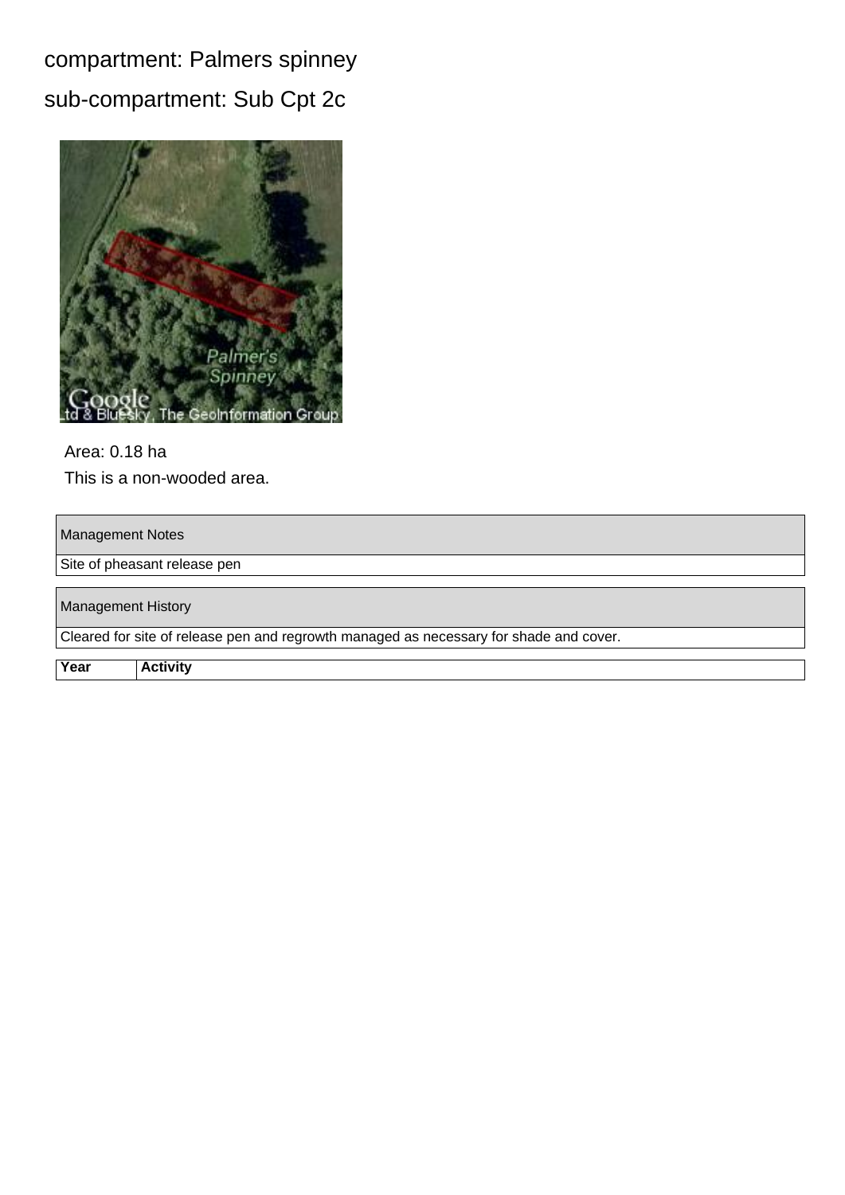compartment: Palmers spinney

sub-compartment: Sub Cpt 2c

Area: 0.18 ha

This is a non-wooded area.

| Management Notes |
| --- |
| Site of pheasant release pen |

| Management History |
| --- |
| Cleared for site of release pen and regrowth managed as necessary for shade and cover. |

| Year | Activity |
| --- | --- |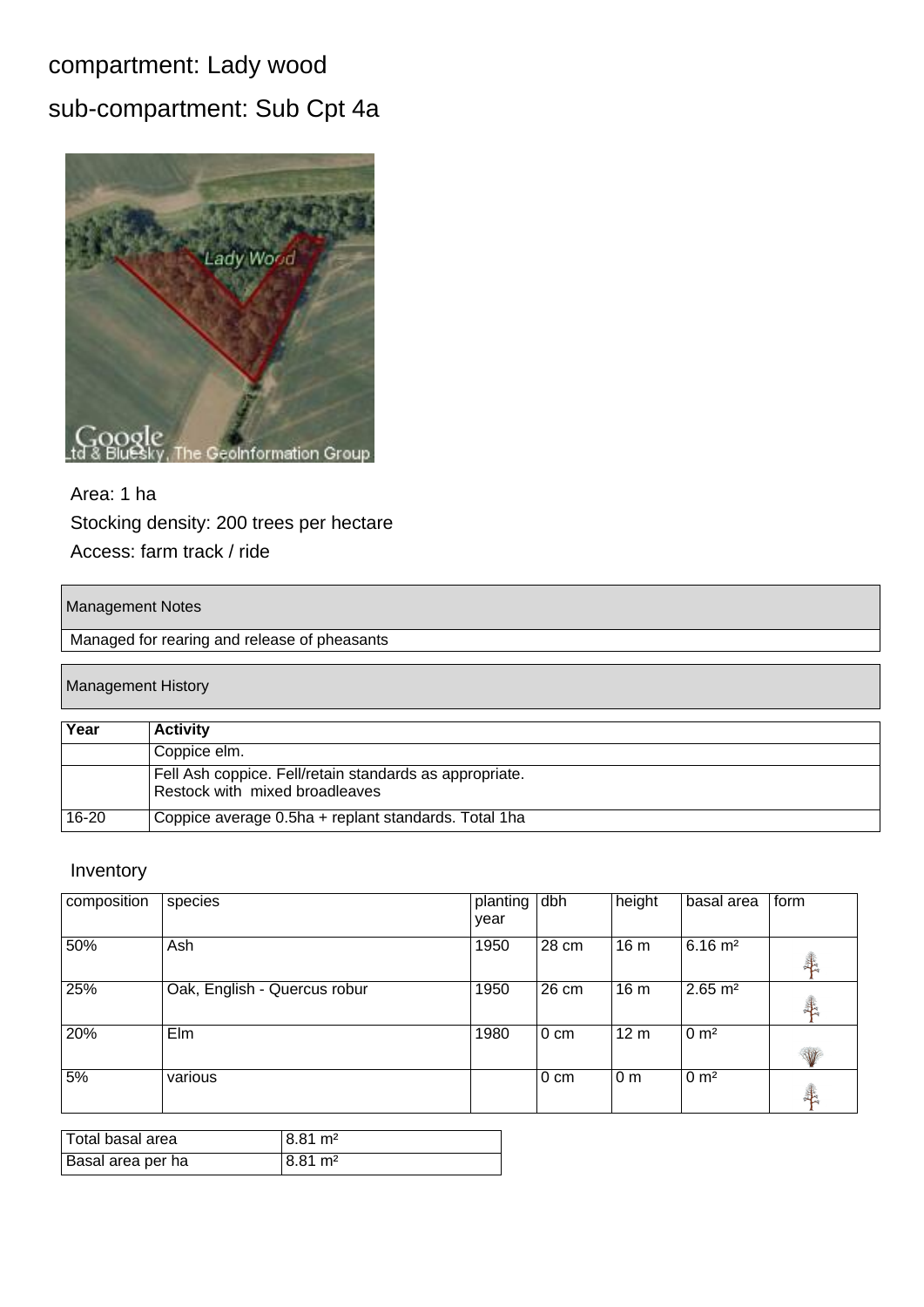compartment: Lady wood

sub-compartment: Sub Cpt 4a

Area: 1 ha

Stocking density: 200 trees per hectare

Access: farm track / ride

| Management Notes |
| --- |
| Managed for rearing and release of pheasants |

| Management History |
| --- |

| Year | Activity |
| --- | --- |
| | Coppice elm. |
| | Fell Ash coppice. Fell/retain standards as appropriate. Restock with mixed broadleaves |
| 16-20 | Coppice average 0.5ha + replant standards. Total 1ha |

Inventory

| composition | species | planting year | dbh | height | basal area | form |
| --- | --- | --- | --- | --- | --- | --- |
| 50% | Ash | 1950 | 28 cm | 16 m | 6.16 m² | |
| 25% | Oak, English - Quercus robur | 1950 | 26 cm | 16 m | 2.65 m² | |
| 20% | Elm | 1980 | 0 cm | 12 m | 0 m² | |
| 5% | various | | 0 cm | 0 m | 0 m² | |

| Total basal area | 8.81 m² |
| --- | --- |
| Basal area per ha | 8.81 m² |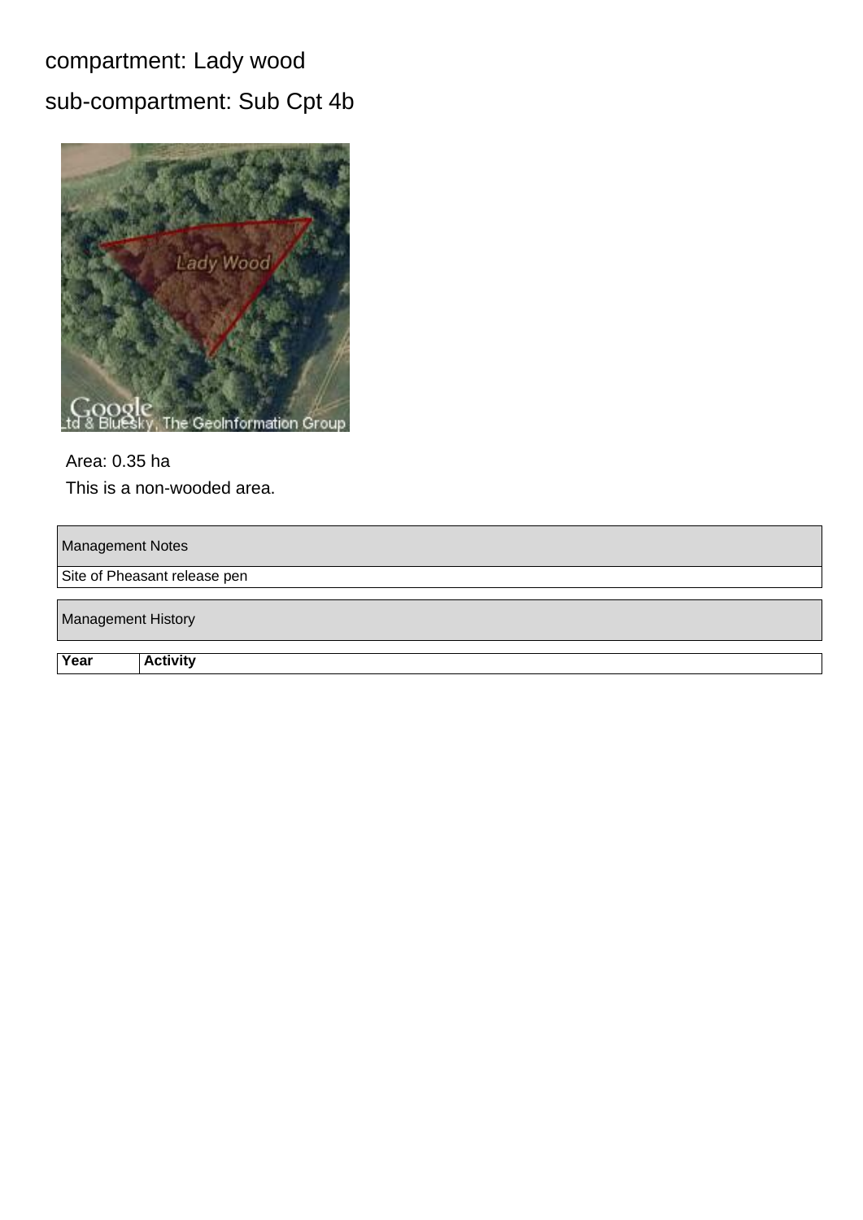compartment: Lady wood

sub-compartment: Sub Cpt 4b

Area: 0.35 ha

This is a non-wooded area.

| Management Notes |
| --- |
| Site of Pheasant release pen |

| Management History |
| --- |

| Year | Activity |
| --- | --- |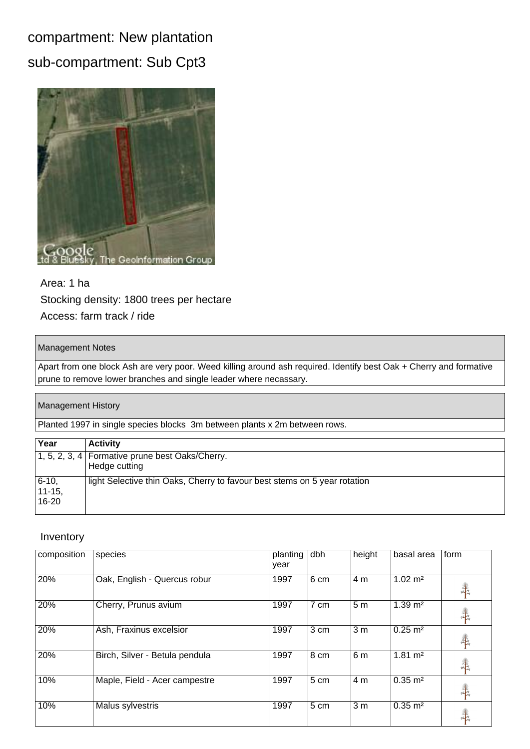# compartment: New plantation

## sub-compartment: Sub Cpt3

Area: 1 ha

Stocking density: 1800 trees per hectare

Access: farm track / ride

| Management Notes |
|---|
| Apart from one block Ash are very poor. Weed killing around ash required. Identify best Oak + Cherry and formative prune to remove lower branches and single leader where necassary. |

| Management History |
|---|
| Planted 1997 in single species blocks 3m between plants x 2m between rows. |

| Year | Activity |
|---|---|
| 1, 5, 2, 3, 4 | Formative prune best Oaks/Cherry.<br>Hedge cutting |
| 6-10, 11-15, 16-20 | light Selective thin Oaks, Cherry to favour best stems on 5 year rotation |

### Inventory

| composition | species | planting year | dbh | height | basal area | form |
|---|---|---|---|---|---|---|
| 20% | Oak, English - Quercus robur | 1997 | 6 cm | 4 m | 1.02 m² | |
| 20% | Cherry, Prunus avium | 1997 | 7 cm | 5 m | 1.39 m² | |
| 20% | Ash, Fraxinus excelsior | 1997 | 3 cm | 3 m | 0.25 m² | |
| 20% | Birch, Silver - Betula pendula | 1997 | 8 cm | 6 m | 1.81 m² | |
| 10% | Maple, Field - Acer campestre | 1997 | 5 cm | 4 m | 0.35 m² | |
| 10% | Malus sylvestris | 1997 | 5 cm | 3 m | 0.35 m² | |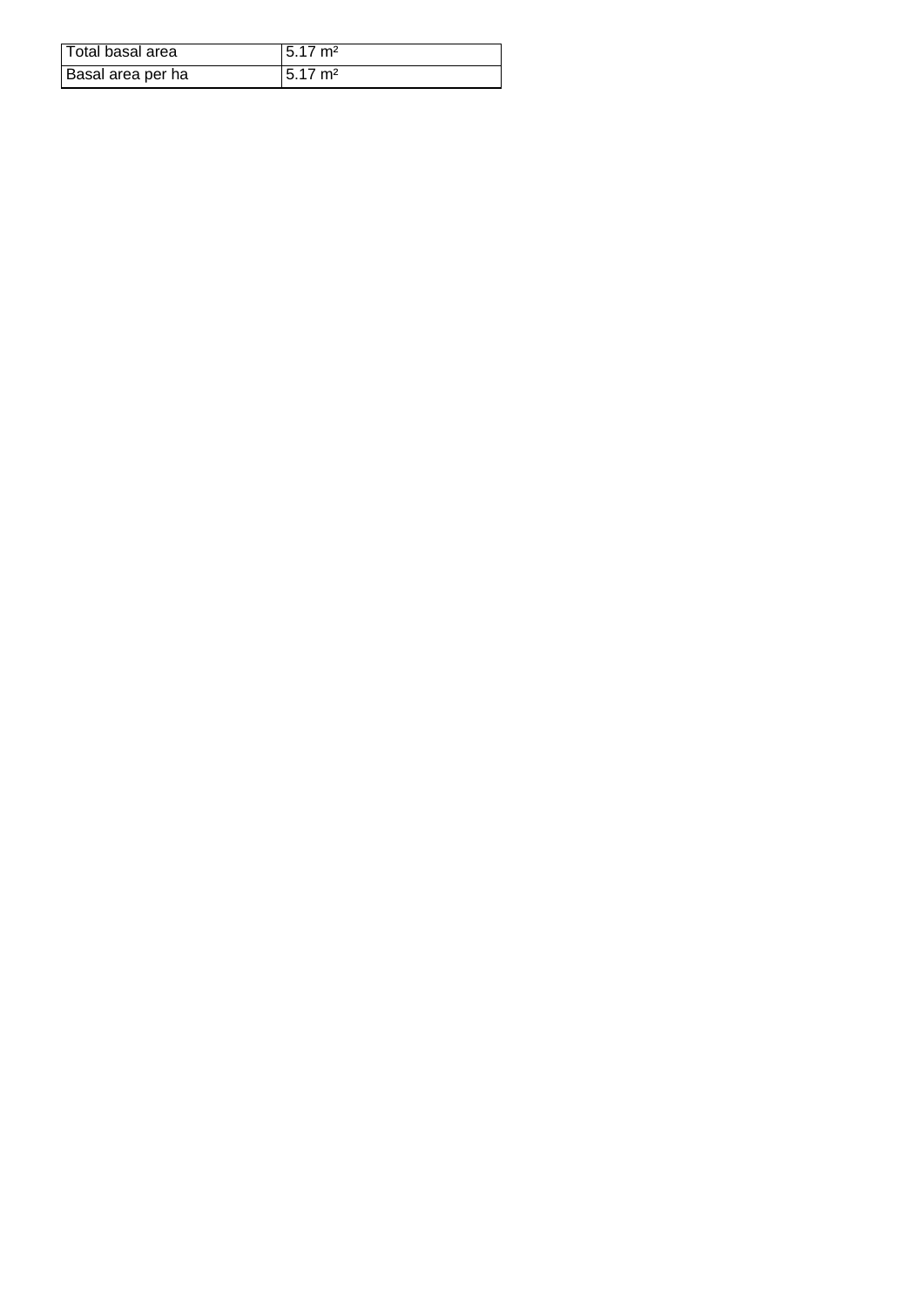| | |
|---|---|
| Total basal area | 5.17 m² |
| Basal area per ha | 5.17 m² |